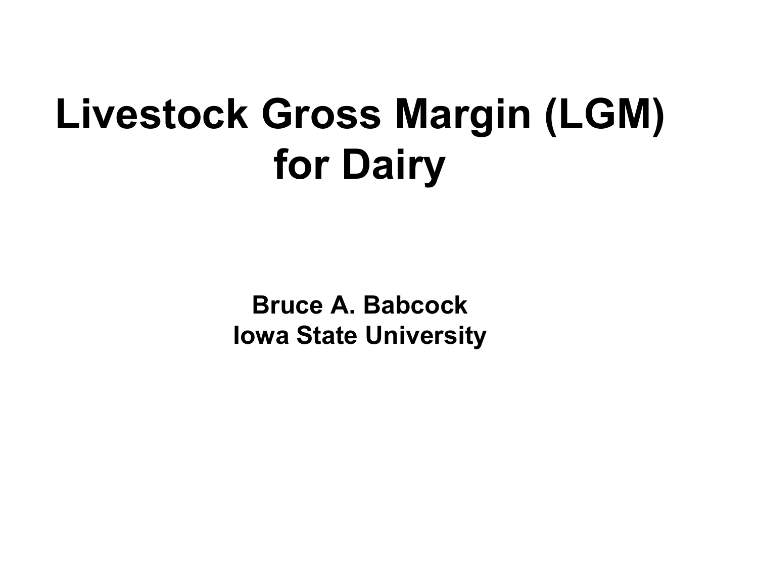# Livestock Gross Margin (LGM) for Dairy

**Bruce A. Babcock**
**Iowa State University**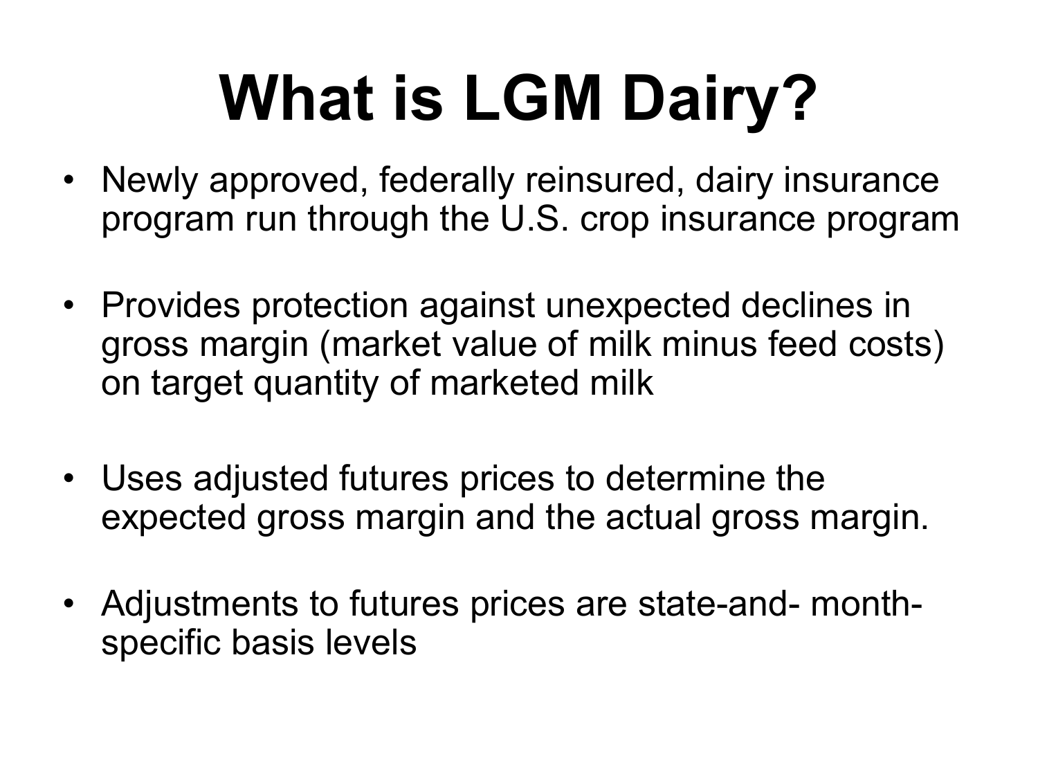# What is LGM Dairy?

- Newly approved, federally reinsured, dairy insurance program run through the U.S. crop insurance program

- Provides protection against unexpected declines in gross margin (market value of milk minus feed costs) on target quantity of marketed milk

- Uses adjusted futures prices to determine the expected gross margin and the actual gross margin.

- Adjustments to futures prices are state-and- month-specific basis levels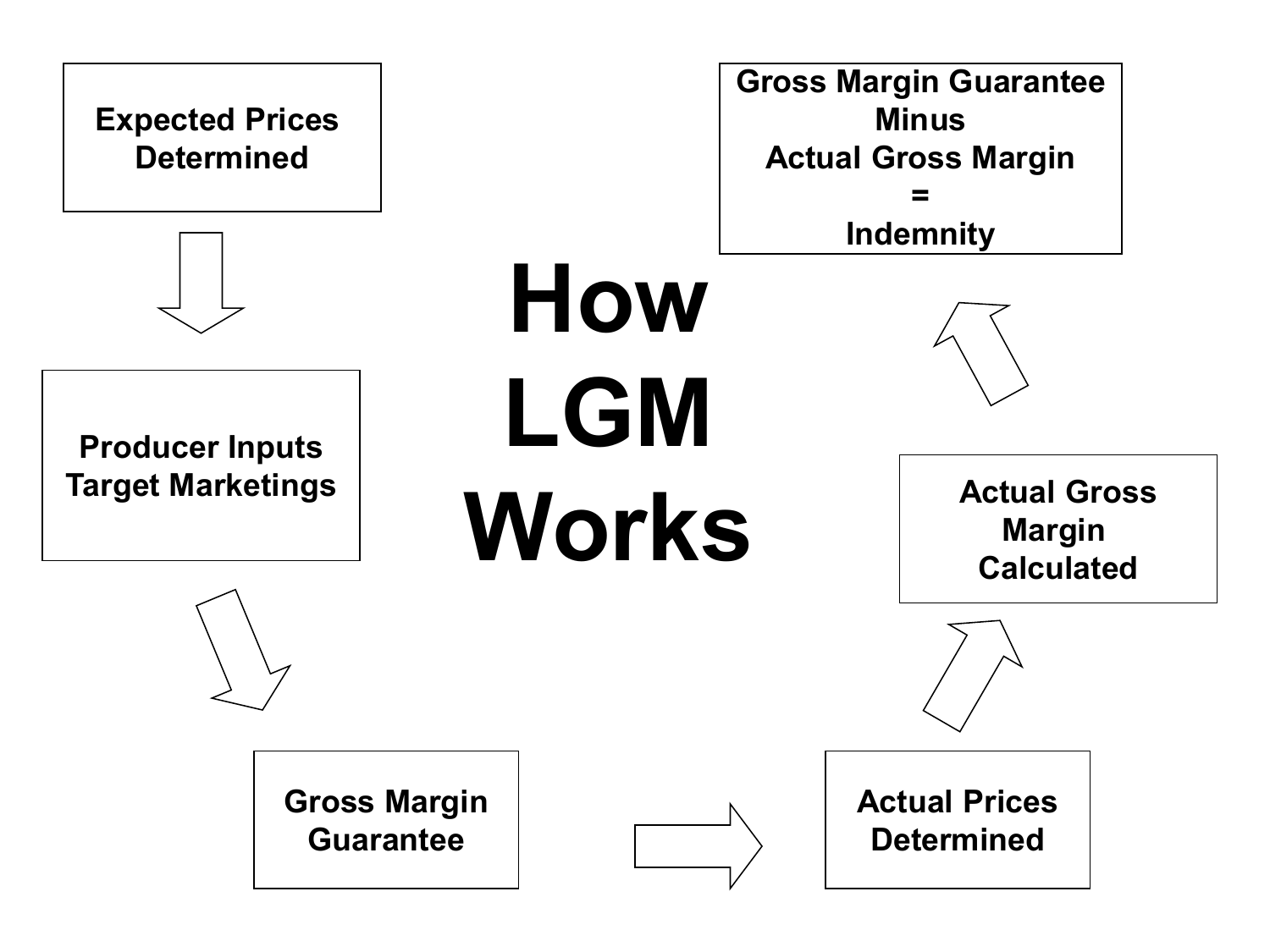# How LGM Works

Expected Prices Determined

Producer Inputs Target Marketings

Gross Margin Guarantee

Actual Prices Determined

Actual Gross Margin Calculated

Gross Margin Guarantee
Minus
Actual Gross Margin
=
Indemnity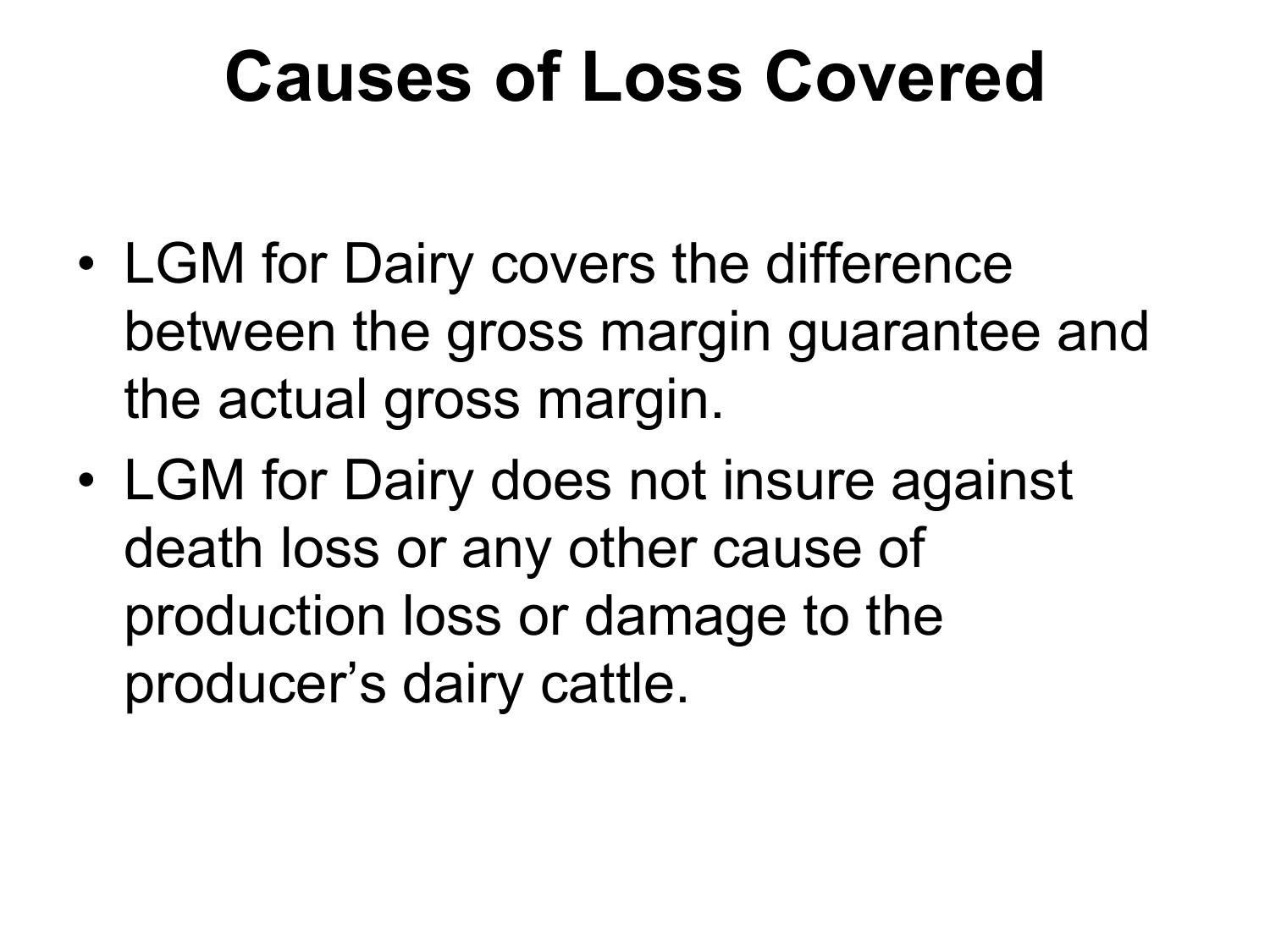# Causes of Loss Covered

- LGM for Dairy covers the difference between the gross margin guarantee and the actual gross margin.
- LGM for Dairy does not insure against death loss or any other cause of production loss or damage to the producer's dairy cattle.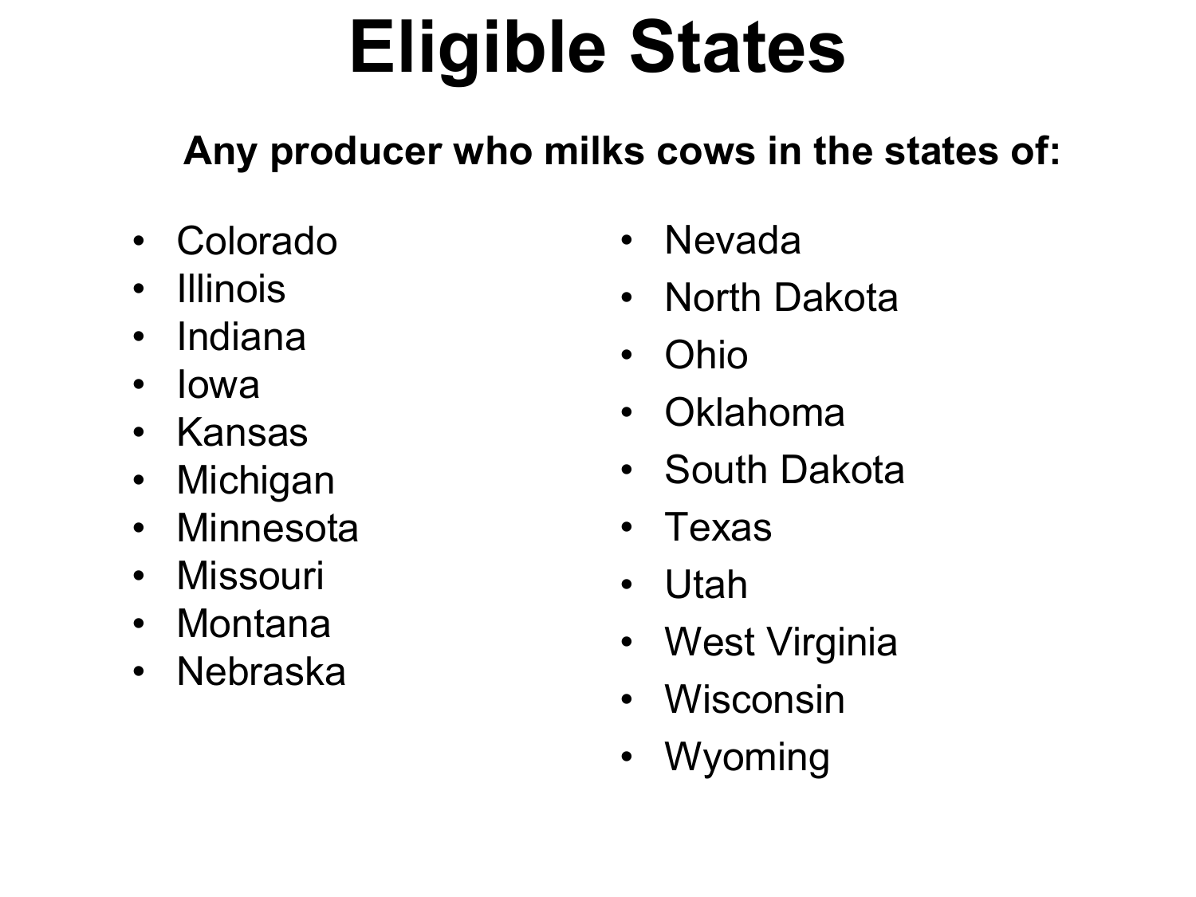# Eligible States

**Any producer who milks cows in the states of:**

- Colorado
- Illinois
- Indiana
- Iowa
- Kansas
- Michigan
- Minnesota
- Missouri
- Montana
- Nebraska
- Nevada
- North Dakota
- Ohio
- Oklahoma
- South Dakota
- Texas
- Utah
- West Virginia
- Wisconsin
- Wyoming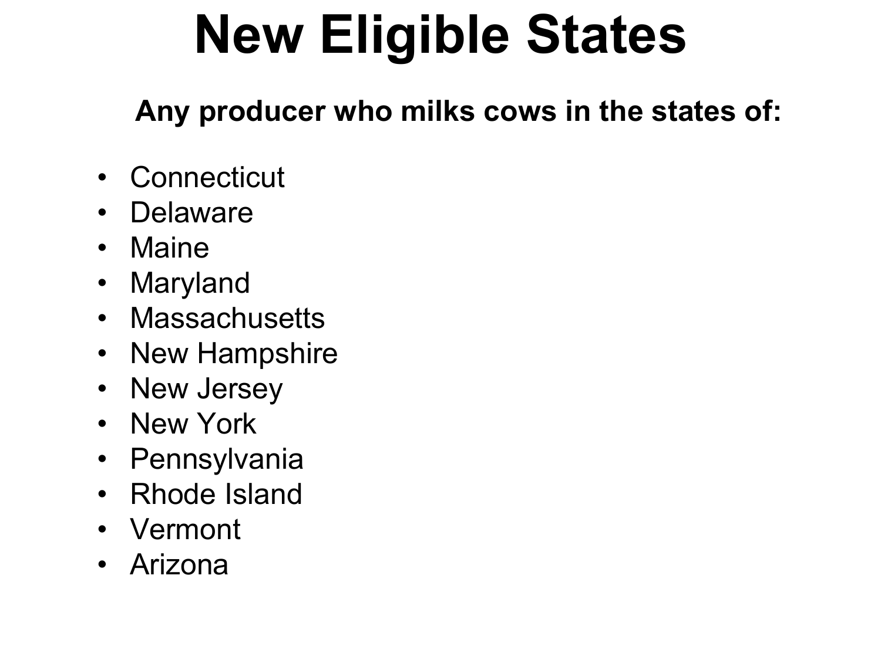# New Eligible States

**Any producer who milks cows in the states of:**

- Connecticut
- Delaware
- Maine
- Maryland
- Massachusetts
- New Hampshire
- New Jersey
- New York
- Pennsylvania
- Rhode Island
- Vermont
- Arizona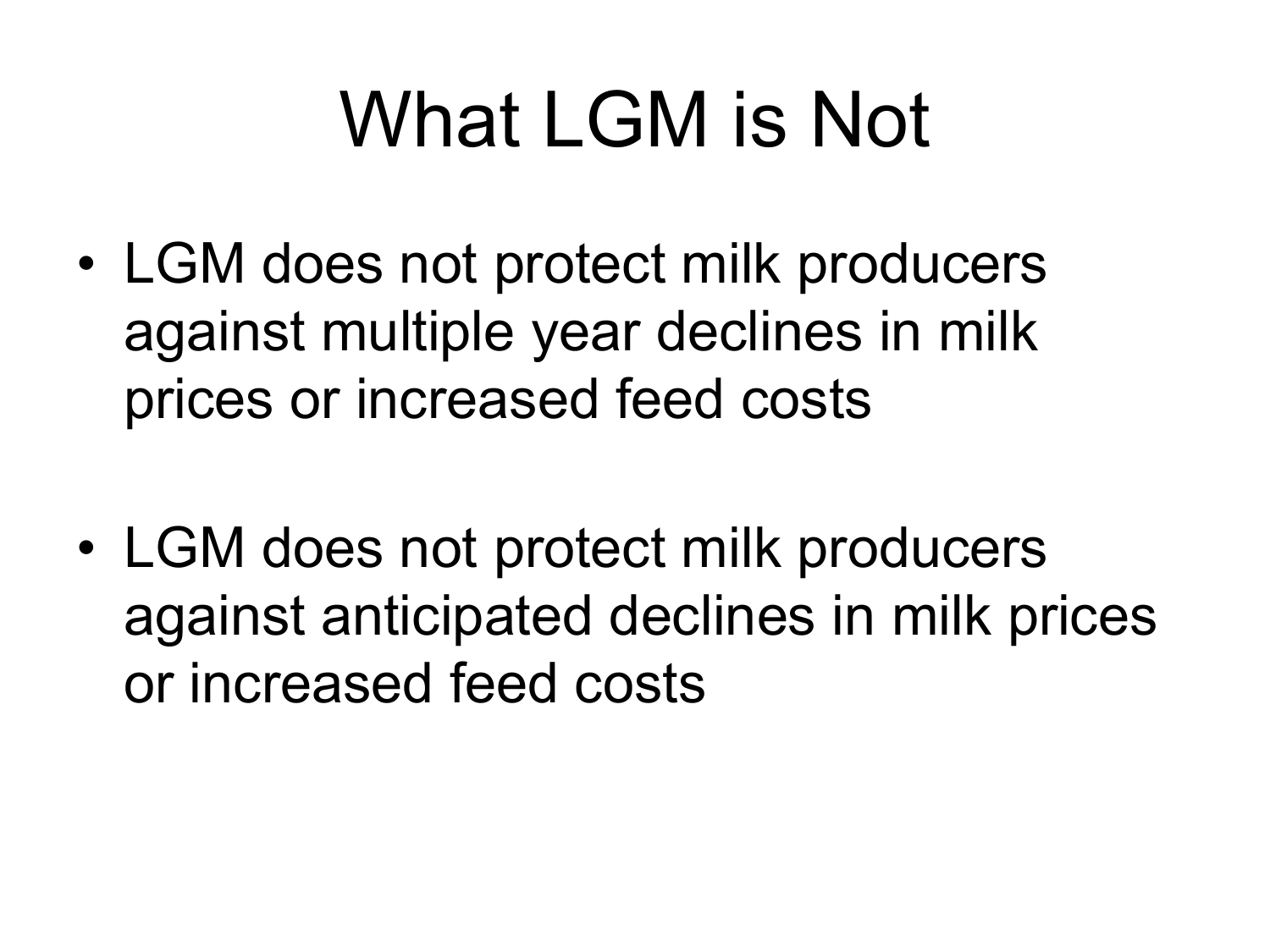# What LGM is Not

- LGM does not protect milk producers against multiple year declines in milk prices or increased feed costs

- LGM does not protect milk producers against anticipated declines in milk prices or increased feed costs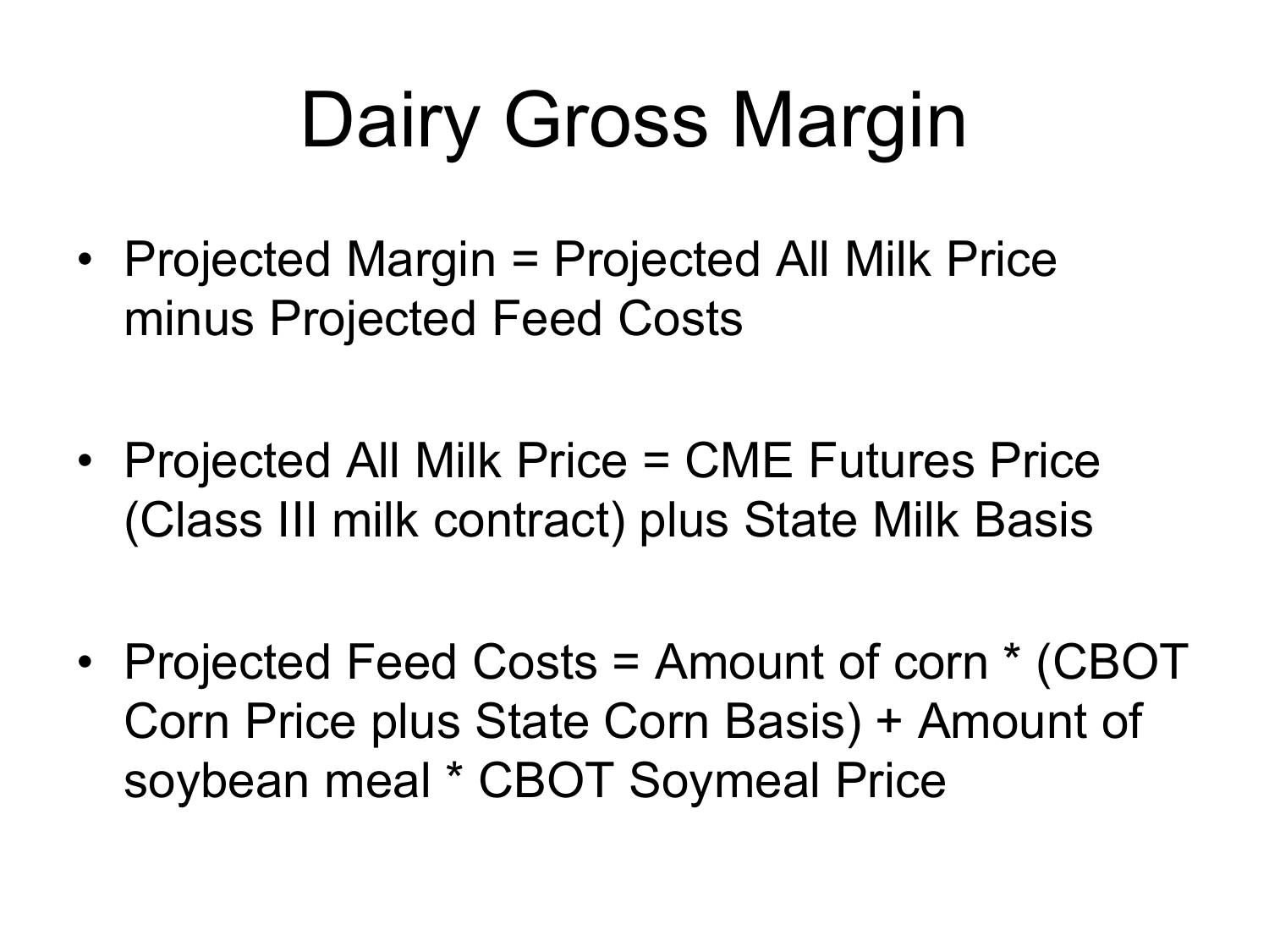# Dairy Gross Margin

- Projected Margin = Projected All Milk Price minus Projected Feed Costs
- Projected All Milk Price = CME Futures Price (Class III milk contract) plus State Milk Basis
- Projected Feed Costs = Amount of corn * (CBOT Corn Price plus State Corn Basis) + Amount of soybean meal * CBOT Soymeal Price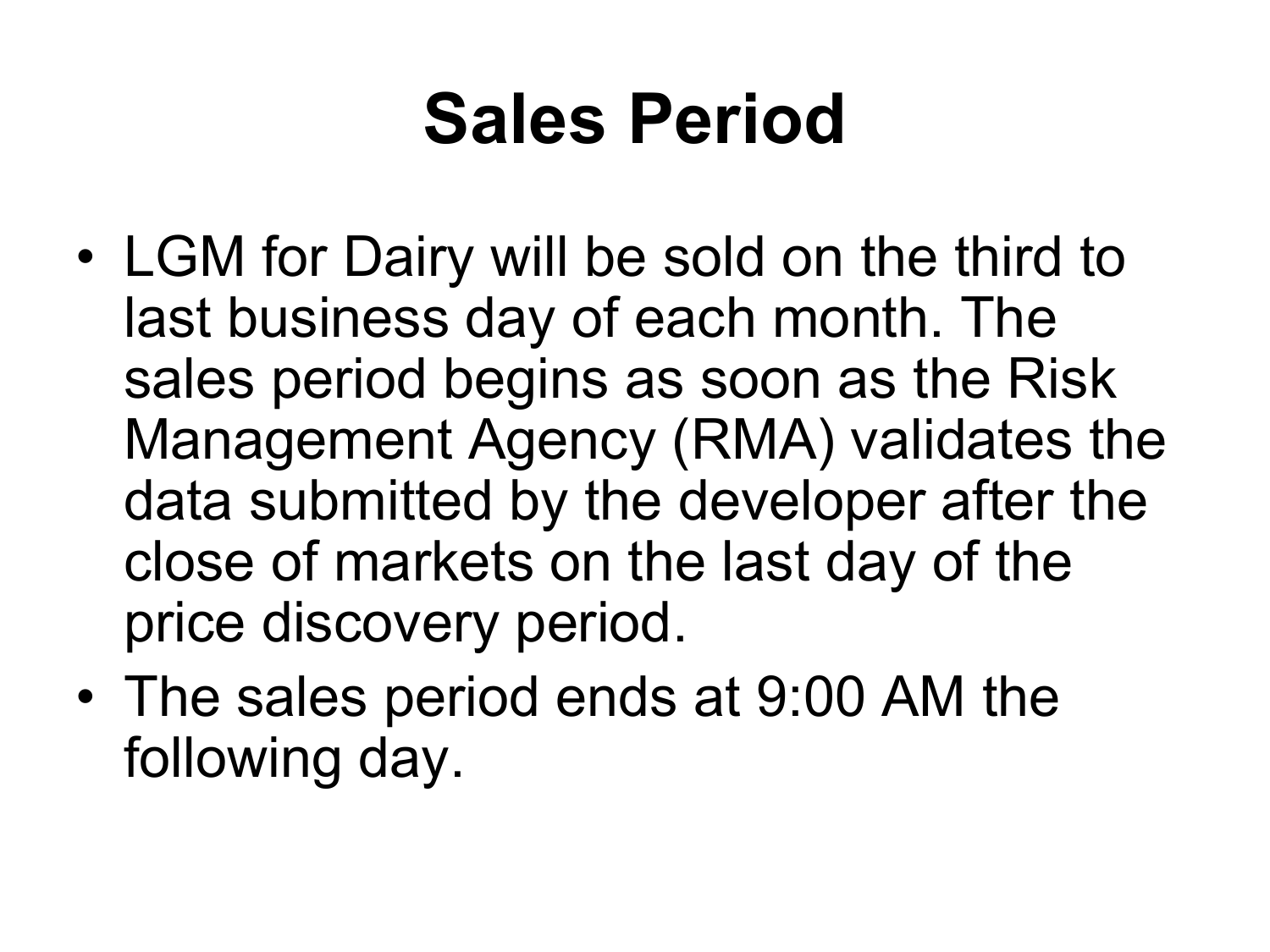# Sales Period

- LGM for Dairy will be sold on the third to last business day of each month. The sales period begins as soon as the Risk Management Agency (RMA) validates the data submitted by the developer after the close of markets on the last day of the price discovery period.
- The sales period ends at 9:00 AM the following day.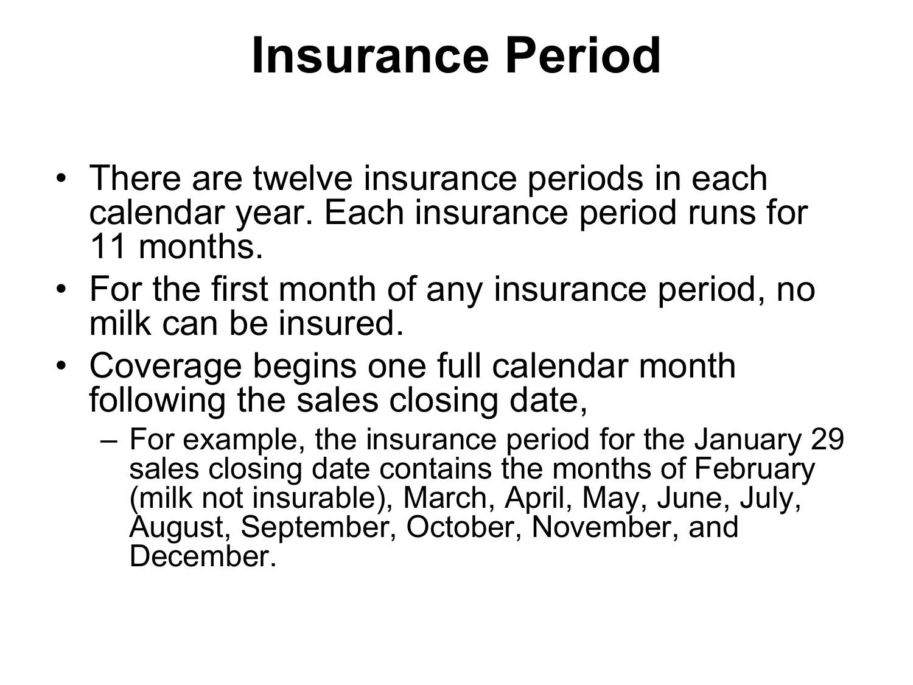# Insurance Period

- There are twelve insurance periods in each calendar year. Each insurance period runs for 11 months.
- For the first month of any insurance period, no milk can be insured.
- Coverage begins one full calendar month following the sales closing date,
  - For example, the insurance period for the January 29 sales closing date contains the months of February (milk not insurable), March, April, May, June, July, August, September, October, November, and December.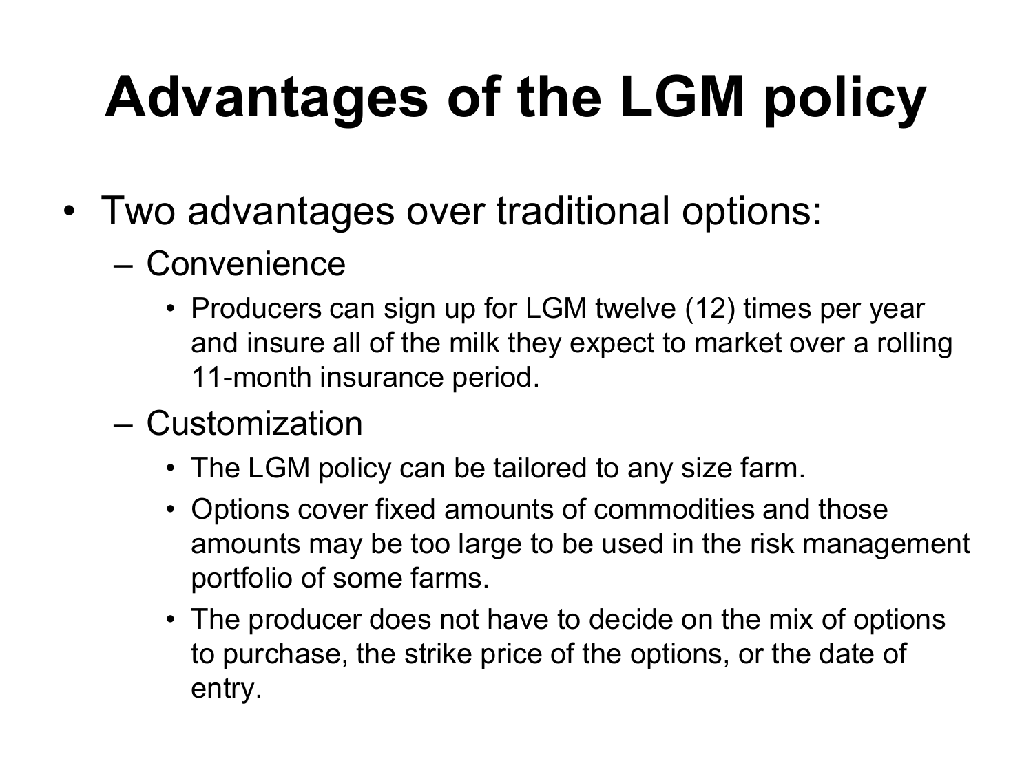# Advantages of the LGM policy

- Two advantages over traditional options:
  - Convenience
    - Producers can sign up for LGM twelve (12) times per year and insure all of the milk they expect to market over a rolling 11-month insurance period.
  - Customization
    - The LGM policy can be tailored to any size farm.
    - Options cover fixed amounts of commodities and those amounts may be too large to be used in the risk management portfolio of some farms.
    - The producer does not have to decide on the mix of options to purchase, the strike price of the options, or the date of entry.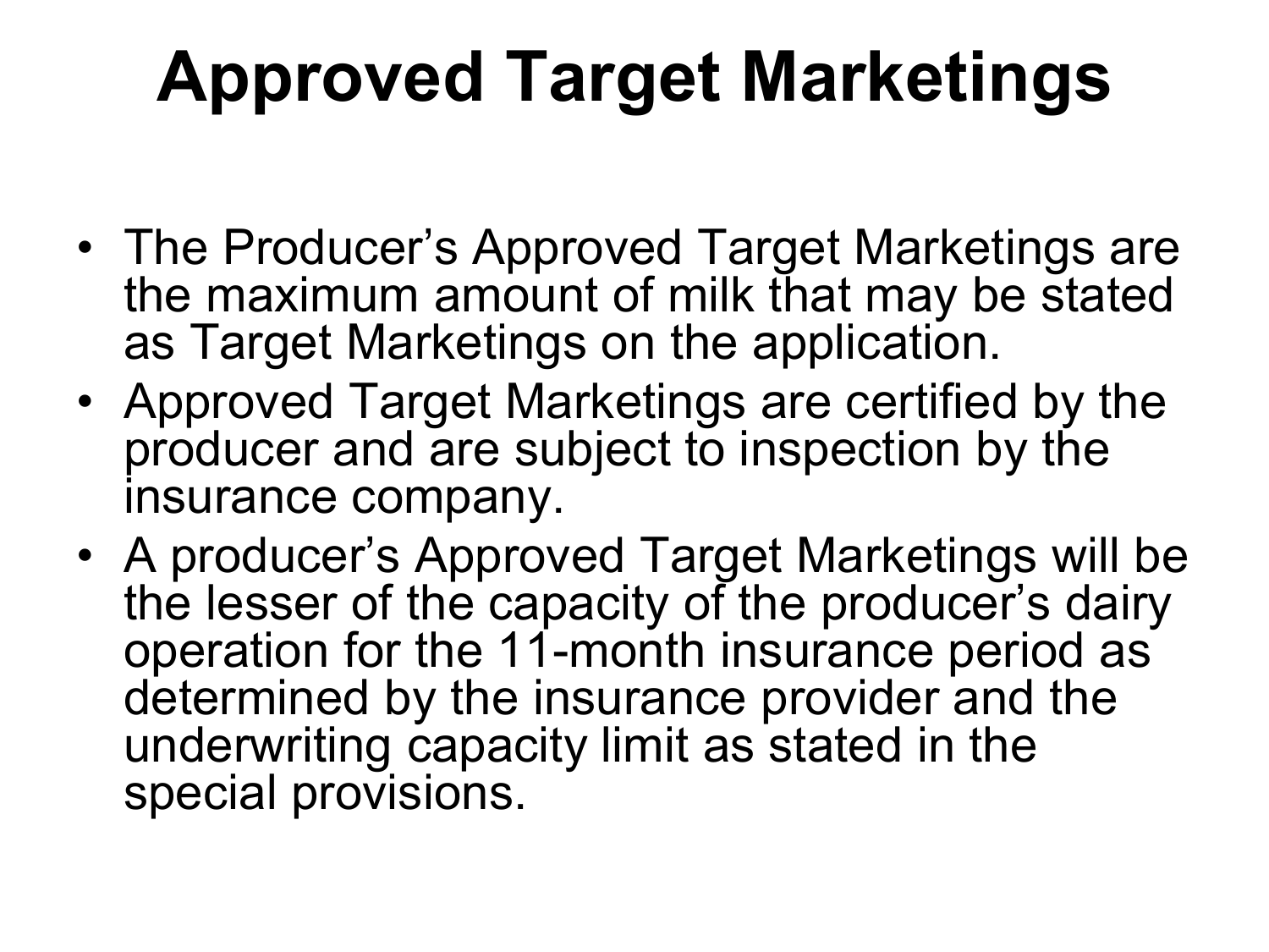# Approved Target Marketings

- The Producer’s Approved Target Marketings are the maximum amount of milk that may be stated as Target Marketings on the application.
- Approved Target Marketings are certified by the producer and are subject to inspection by the insurance company.
- A producer’s Approved Target Marketings will be the lesser of the capacity of the producer’s dairy operation for the 11-month insurance period as determined by the insurance provider and the underwriting capacity limit as stated in the special provisions.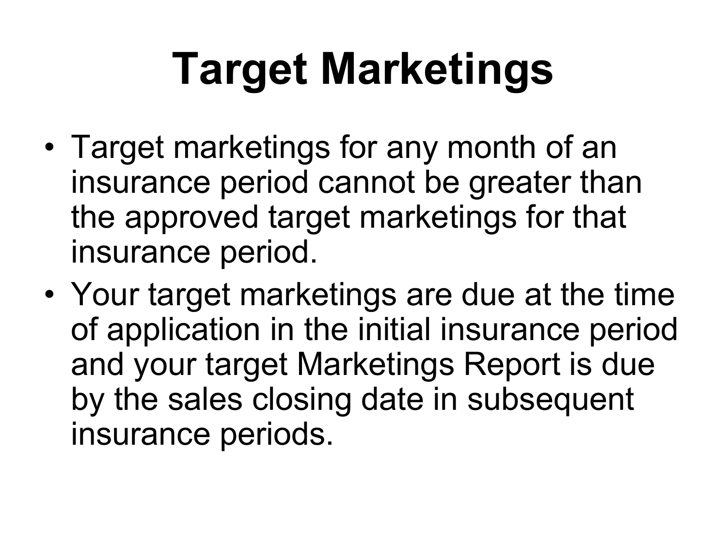# Target Marketings

- Target marketings for any month of an insurance period cannot be greater than the approved target marketings for that insurance period.
- Your target marketings are due at the time of application in the initial insurance period and your target Marketings Report is due by the sales closing date in subsequent insurance periods.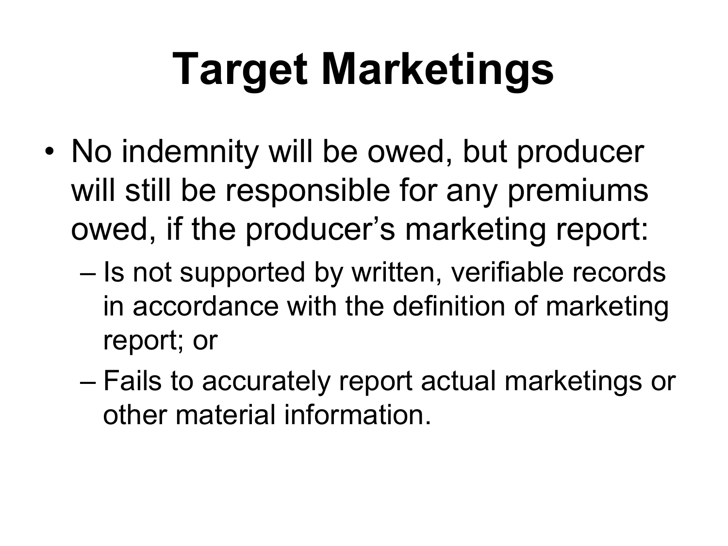# Target Marketings

- No indemnity will be owed, but producer will still be responsible for any premiums owed, if the producer's marketing report:
  - Is not supported by written, verifiable records in accordance with the definition of marketing report; or
  - Fails to accurately report actual marketings or other material information.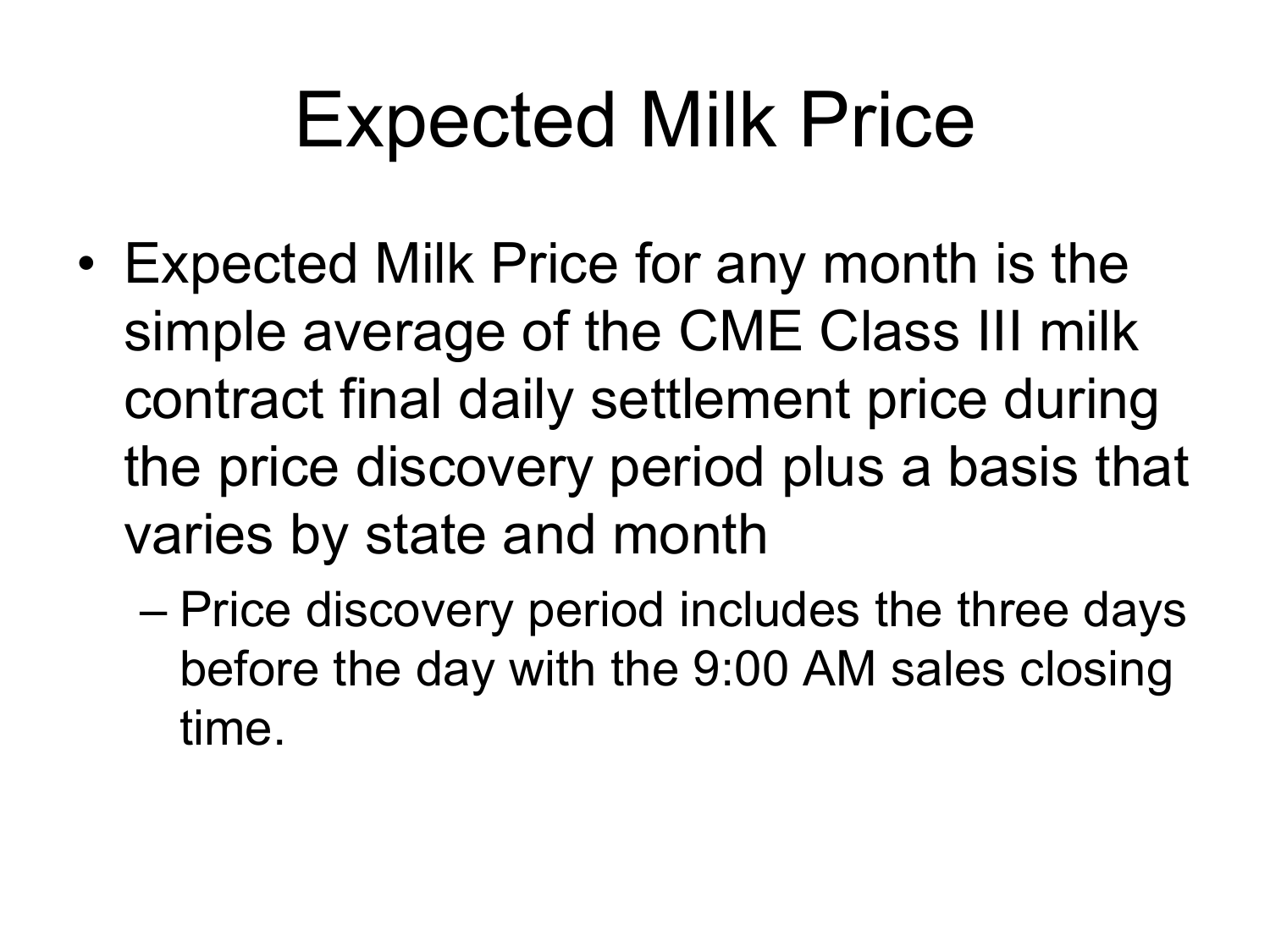# Expected Milk Price

- Expected Milk Price for any month is the simple average of the CME Class III milk contract final daily settlement price during the price discovery period plus a basis that varies by state and month
  - Price discovery period includes the three days before the day with the 9:00 AM sales closing time.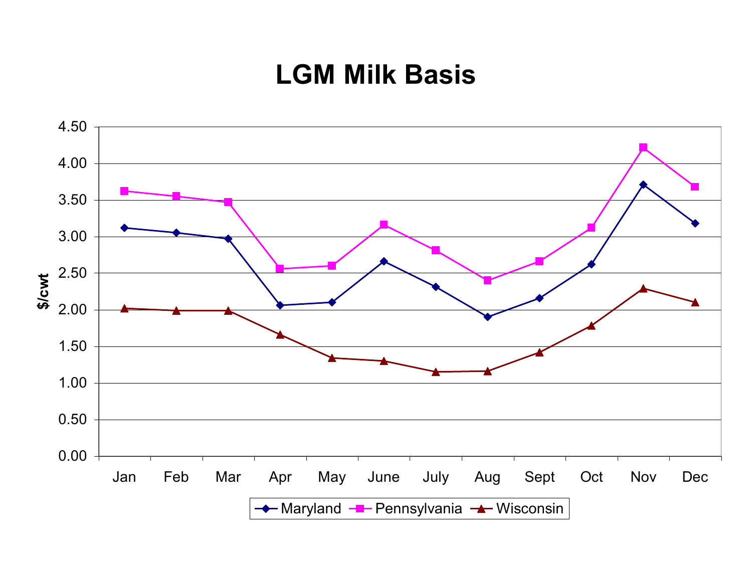# LGM Milk Basis

| Month | Maryland | Pennsylvania | Wisconsin |
|---|---|---|---|
| Jan | 3.12 | 3.62 | 2.02 |
| Feb | 3.05 | 3.55 | 1.99 |
| Mar | 2.97 | 3.47 | 1.99 |
| Apr | 2.06 | 2.56 | 1.66 |
| May | 2.10 | 2.60 | 1.34 |
| June | 2.66 | 3.16 | 1.30 |
| July | 2.31 | 2.81 | 1.15 |
| Aug | 1.90 | 2.40 | 1.16 |
| Sept | 2.16 | 2.66 | 1.42 |
| Oct | 2.62 | 3.12 | 1.78 |
| Nov | 3.71 | 4.21 | 2.29 |
| Dec | 3.18 | 3.68 | 2.10 |

*Values ($/cwt) are approximate readings from a line chart.*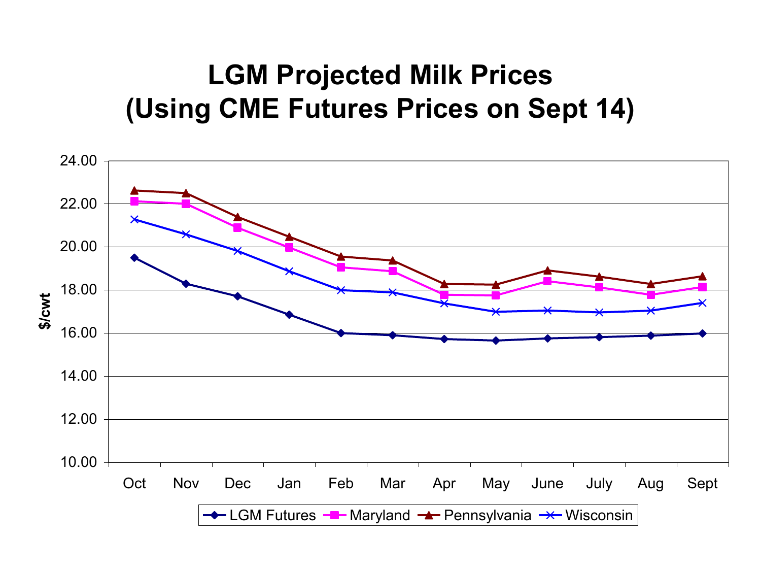# LGM Projected Milk Prices
# (Using CME Futures Prices on Sept 14)

$/cwt

24.00
22.00
20.00
18.00
16.00
14.00
12.00
10.00

Oct Nov Dec Jan Feb Mar Apr May June July Aug Sept

LGM Futures   Maryland   Pennsylvania   Wisconsin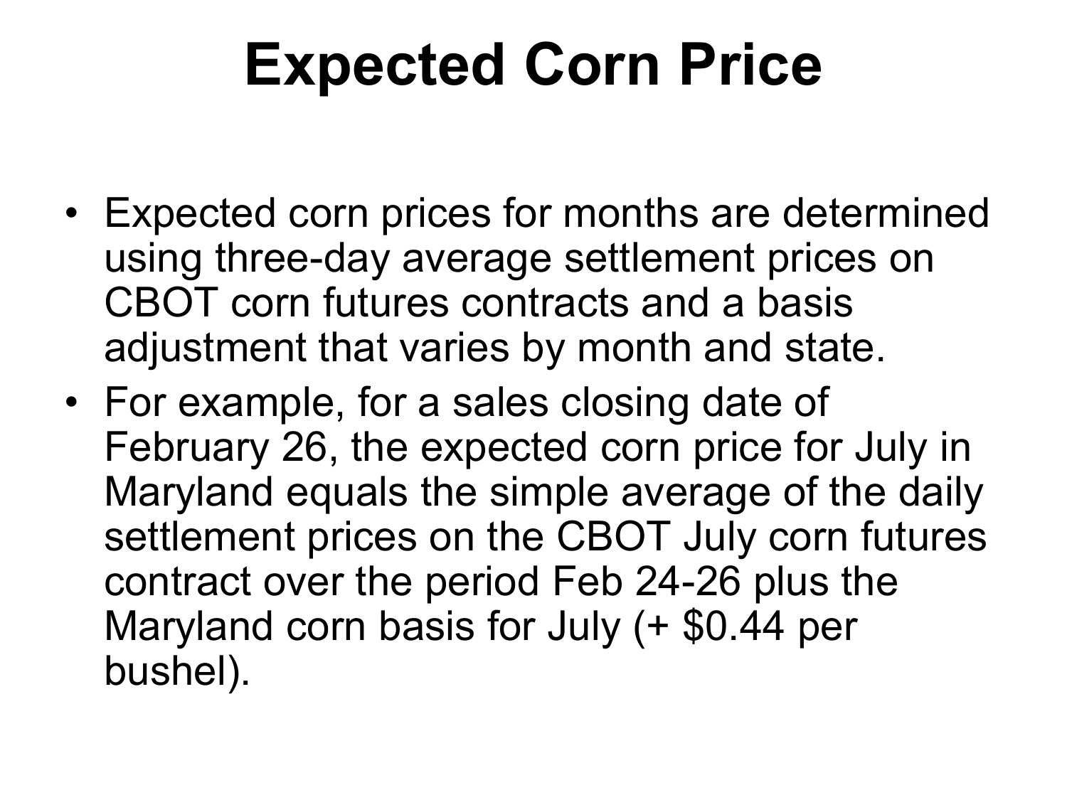# Expected Corn Price

- Expected corn prices for months are determined using three-day average settlement prices on CBOT corn futures contracts and a basis adjustment that varies by month and state.
- For example, for a sales closing date of February 26, the expected corn price for July in Maryland equals the simple average of the daily settlement prices on the CBOT July corn futures contract over the period Feb 24-26 plus the Maryland corn basis for July (+ $0.44 per bushel).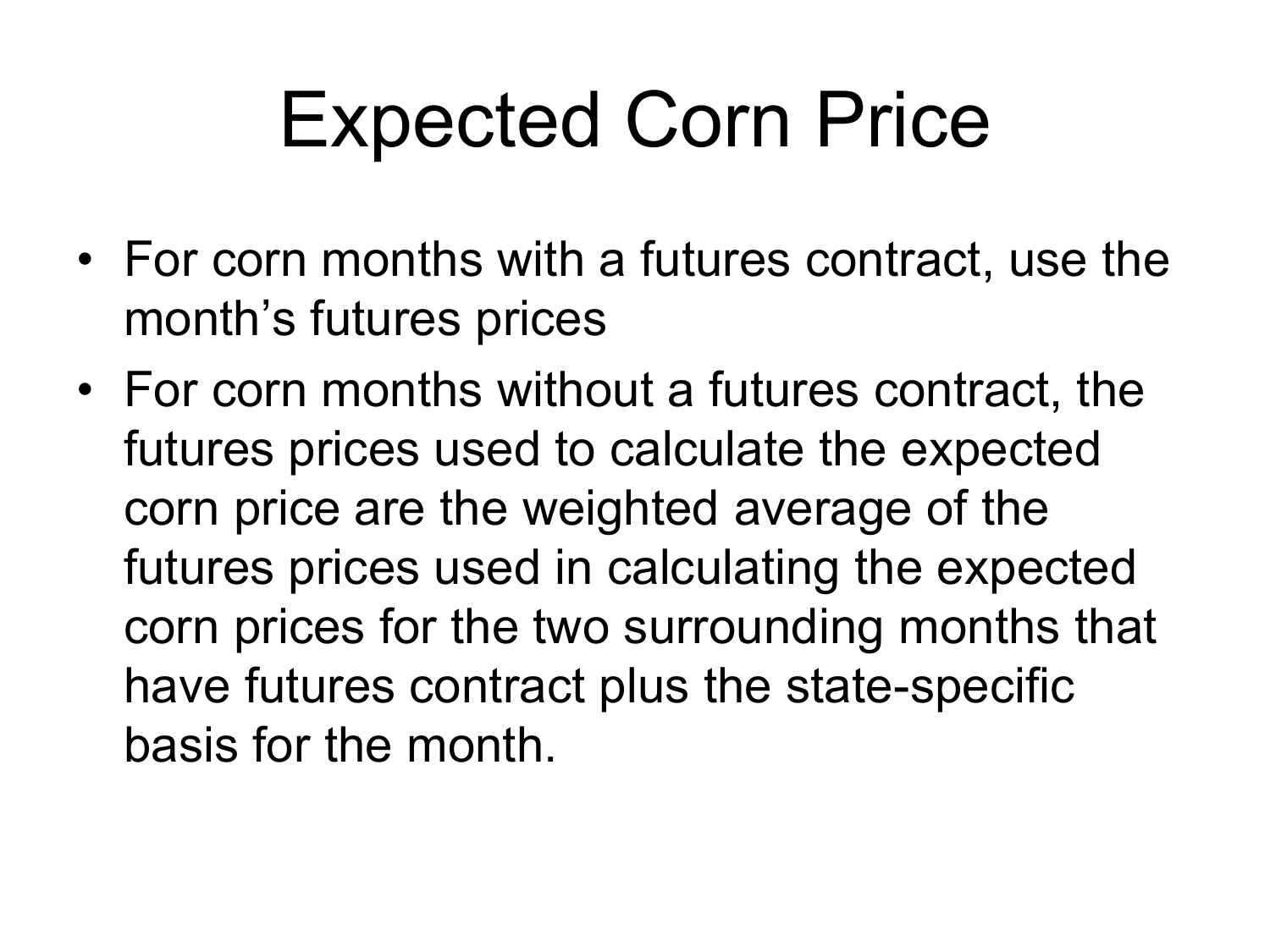# Expected Corn Price

- For corn months with a futures contract, use the month's futures prices
- For corn months without a futures contract, the futures prices used to calculate the expected corn price are the weighted average of the futures prices used in calculating the expected corn prices for the two surrounding months that have futures contract plus the state-specific basis for the month.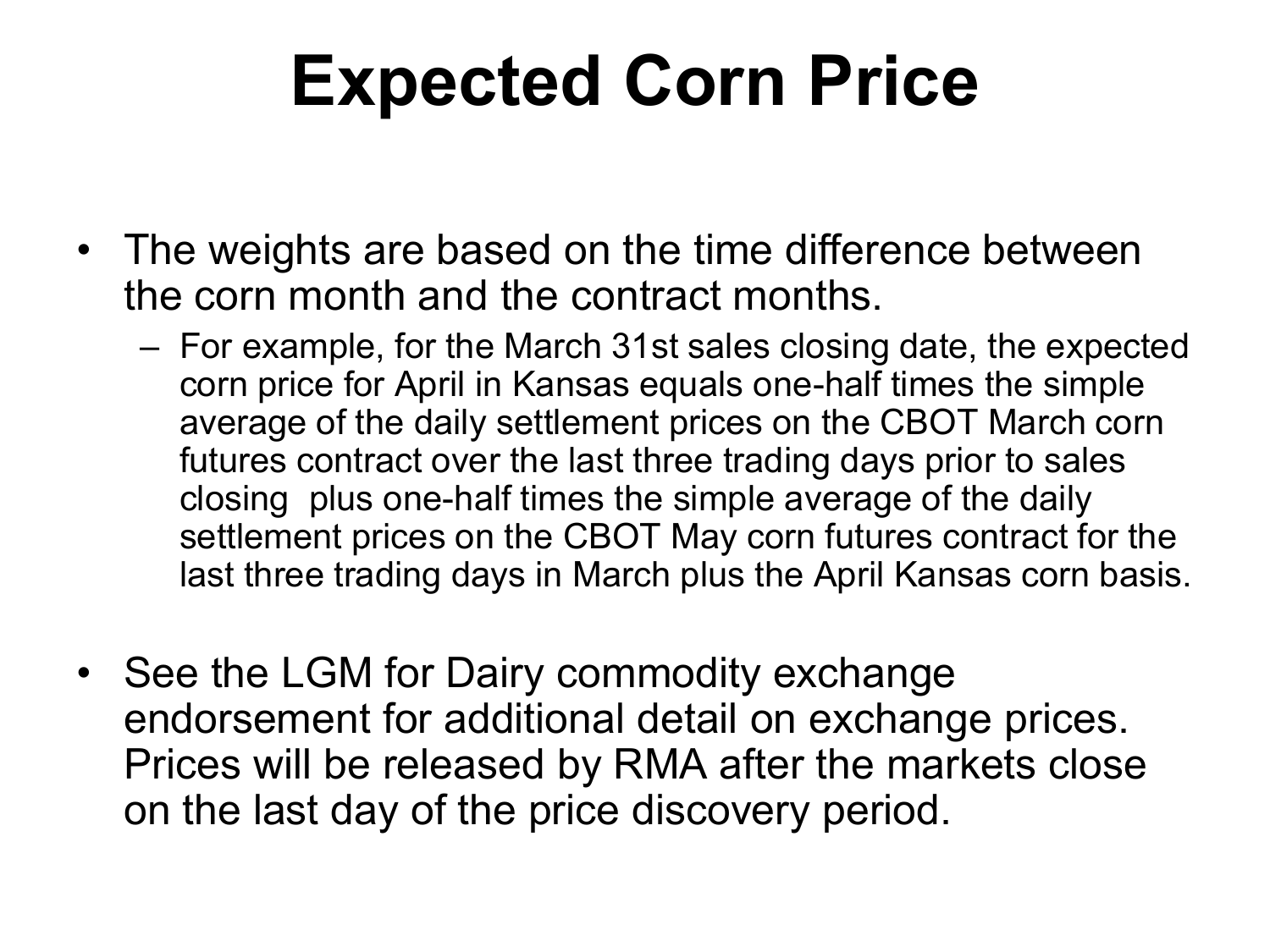# Expected Corn Price

- The weights are based on the time difference between the corn month and the contract months.
  - For example, for the March 31st sales closing date, the expected corn price for April in Kansas equals one-half times the simple average of the daily settlement prices on the CBOT March corn futures contract over the last three trading days prior to sales closing plus one-half times the simple average of the daily settlement prices on the CBOT May corn futures contract for the last three trading days in March plus the April Kansas corn basis.
- See the LGM for Dairy commodity exchange endorsement for additional detail on exchange prices. Prices will be released by RMA after the markets close on the last day of the price discovery period.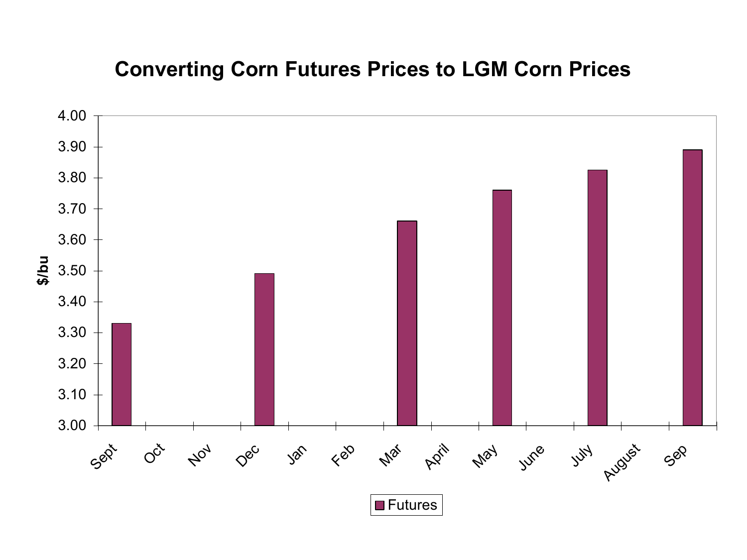# Converting Corn Futures Prices to LGM Corn Prices

| Month | Futures ($/bu) |
|---|---|
| Sept | 3.33 |
| Oct | |
| Nov | |
| Dec | 3.49 |
| Jan | |
| Feb | |
| Mar | 3.66 |
| April | |
| May | 3.76 |
| June | |
| July | 3.825 |
| August | |
| Sep | 3.89 |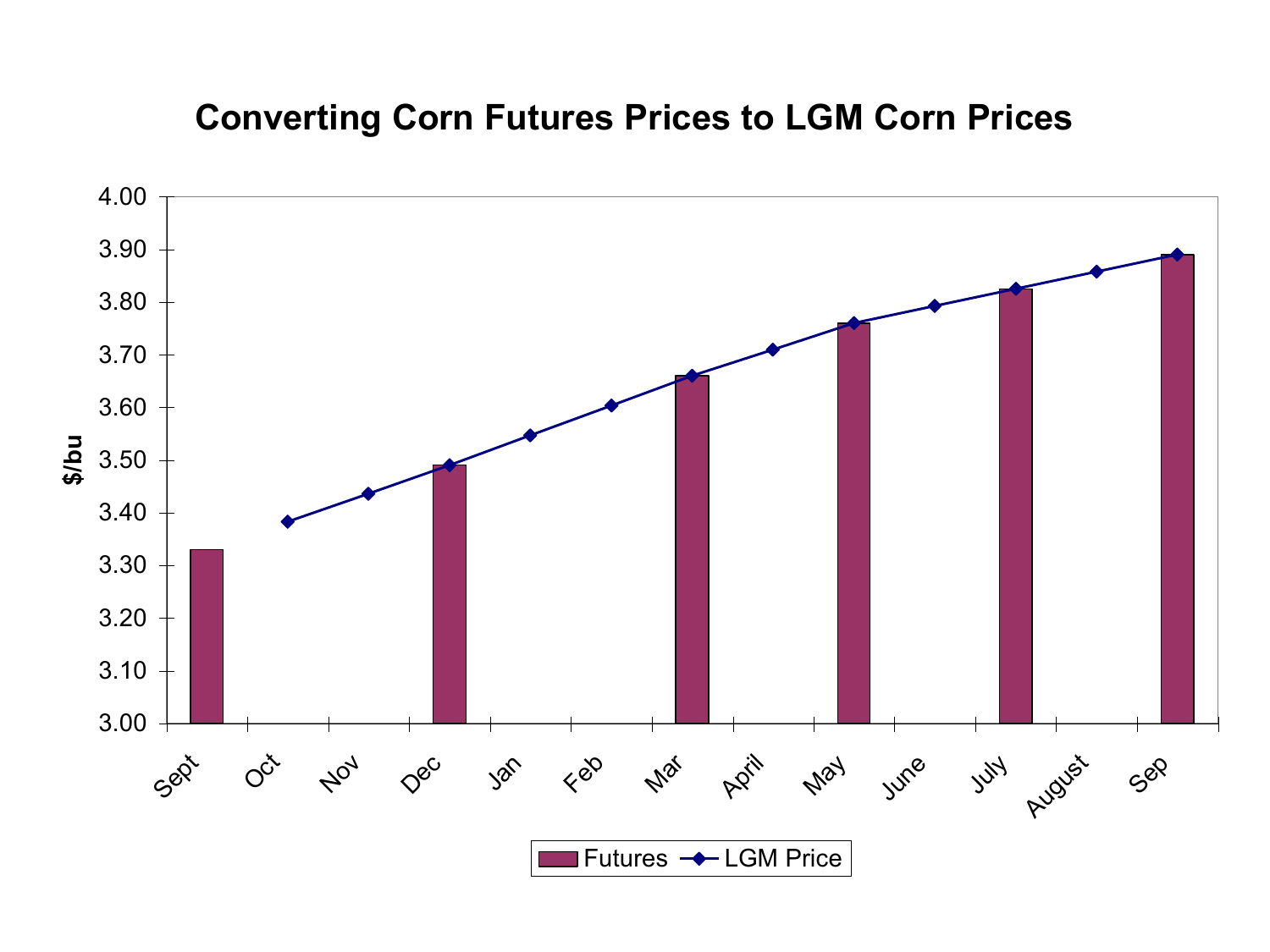# Converting Corn Futures Prices to LGM Corn Prices

$/bu

4.00
3.90
3.80
3.70
3.60
3.50
3.40
3.30
3.20
3.10
3.00

Sept, Oct, Nov, Dec, Jan, Feb, Mar, April, May, June, July, August, Sep

Futures — LGM Price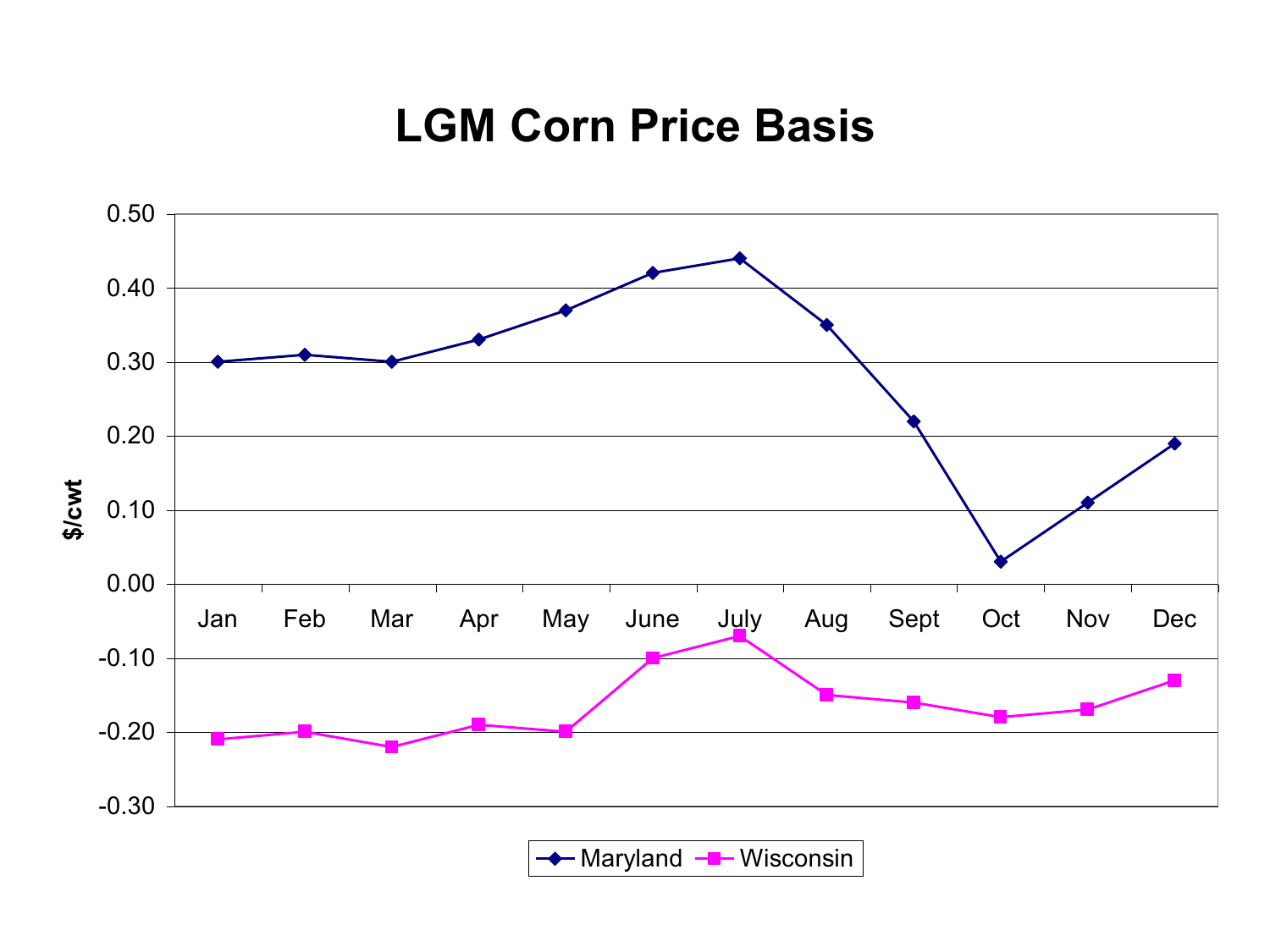# LGM Corn Price Basis

$/cwt

0.50
0.40
0.30
0.20
0.10
0.00
-0.10
-0.20
-0.30

Jan Feb Mar Apr May June July Aug Sept Oct Nov Dec

Maryland Wisconsin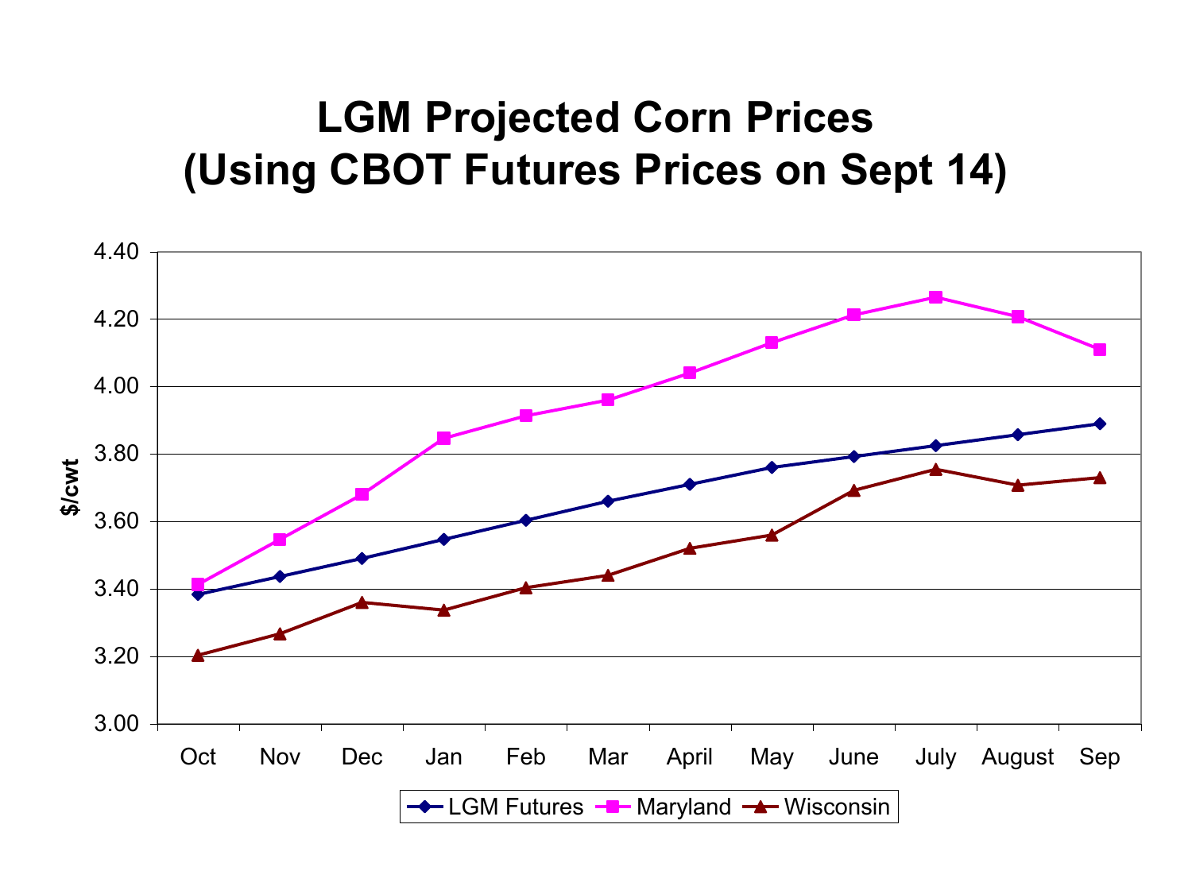# LGM Projected Corn Prices (Using CBOT Futures Prices on Sept 14)

$/cwt

4.40
4.20
4.00
3.80
3.60
3.40
3.20
3.00

Oct Nov Dec Jan Feb Mar April May June July August Sep

LGM Futures · Maryland · Wisconsin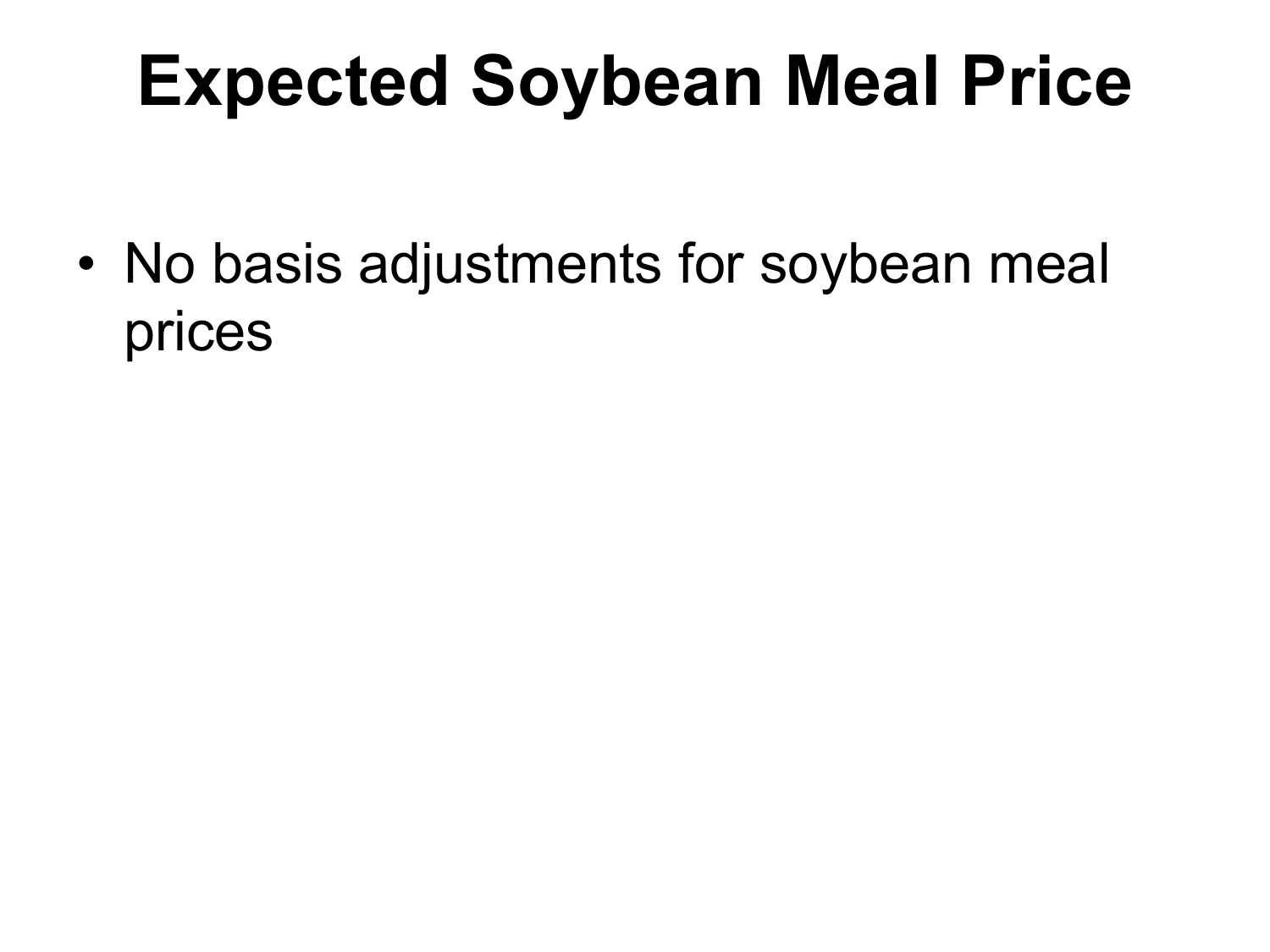# Expected Soybean Meal Price

- No basis adjustments for soybean meal prices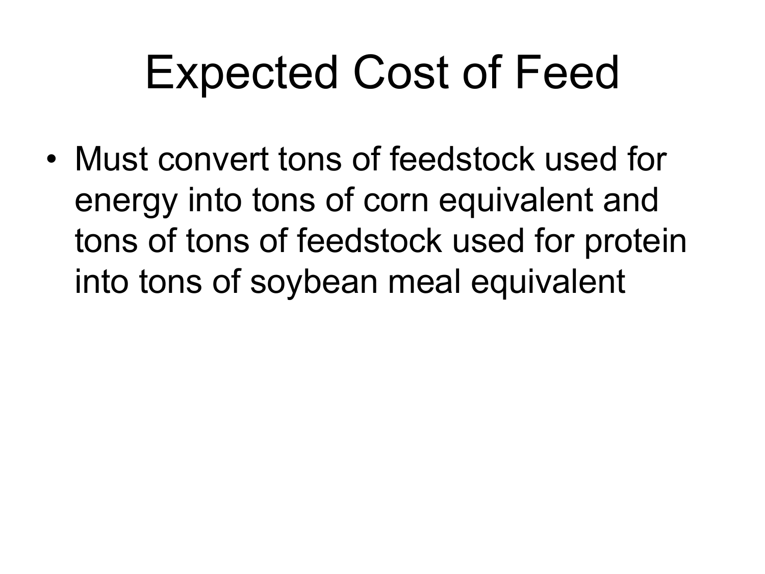# Expected Cost of Feed

- Must convert tons of feedstock used for energy into tons of corn equivalent and tons of tons of feedstock used for protein into tons of soybean meal equivalent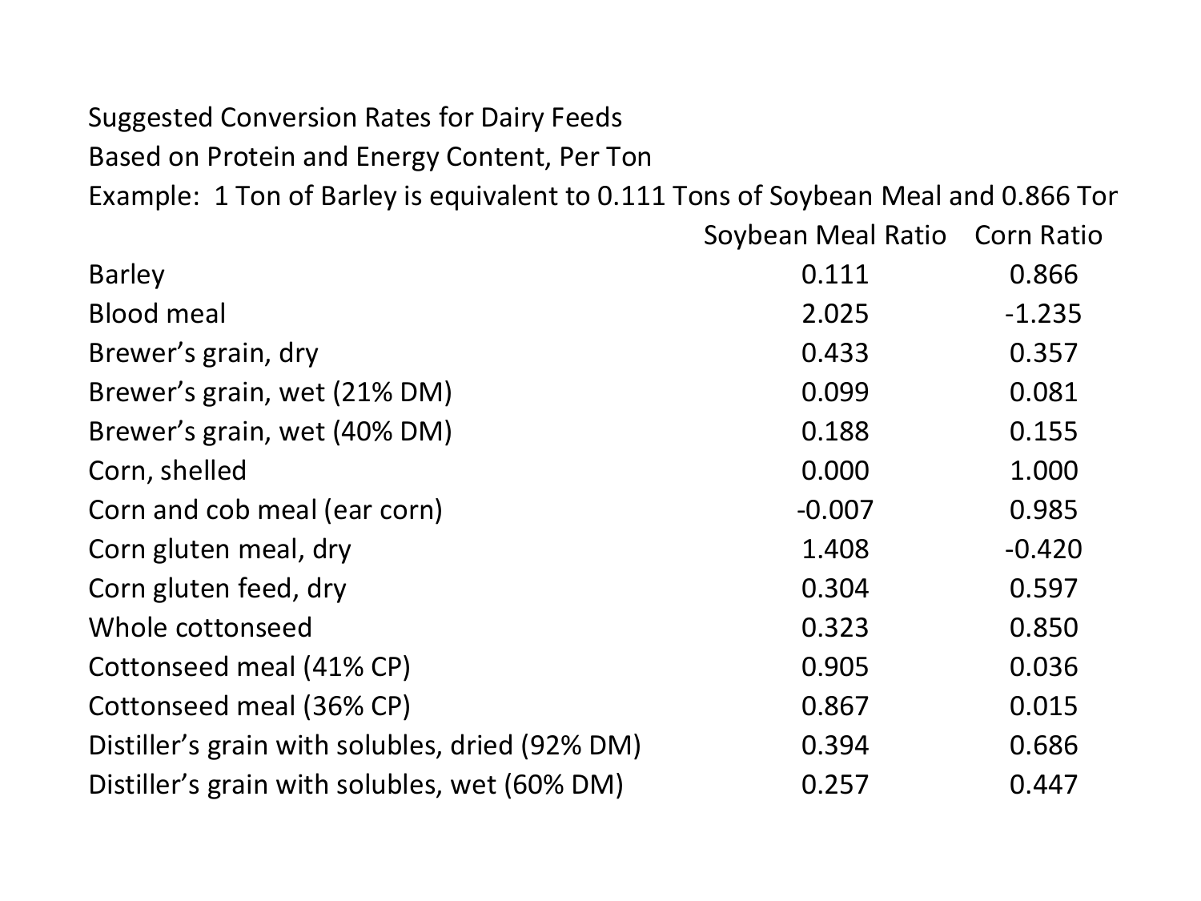Suggested Conversion Rates for Dairy Feeds

Based on Protein and Energy Content, Per Ton

Example: 1 Ton of Barley is equivalent to 0.111 Tons of Soybean Meal and 0.866 Tor

| | Soybean Meal Ratio | Corn Ratio |
|---|---|---|
| Barley | 0.111 | 0.866 |
| Blood meal | 2.025 | -1.235 |
| Brewer's grain, dry | 0.433 | 0.357 |
| Brewer's grain, wet (21% DM) | 0.099 | 0.081 |
| Brewer's grain, wet (40% DM) | 0.188 | 0.155 |
| Corn, shelled | 0.000 | 1.000 |
| Corn and cob meal (ear corn) | -0.007 | 0.985 |
| Corn gluten meal, dry | 1.408 | -0.420 |
| Corn gluten feed, dry | 0.304 | 0.597 |
| Whole cottonseed | 0.323 | 0.850 |
| Cottonseed meal (41% CP) | 0.905 | 0.036 |
| Cottonseed meal (36% CP) | 0.867 | 0.015 |
| Distiller's grain with solubles, dried (92% DM) | 0.394 | 0.686 |
| Distiller's grain with solubles, wet (60% DM) | 0.257 | 0.447 |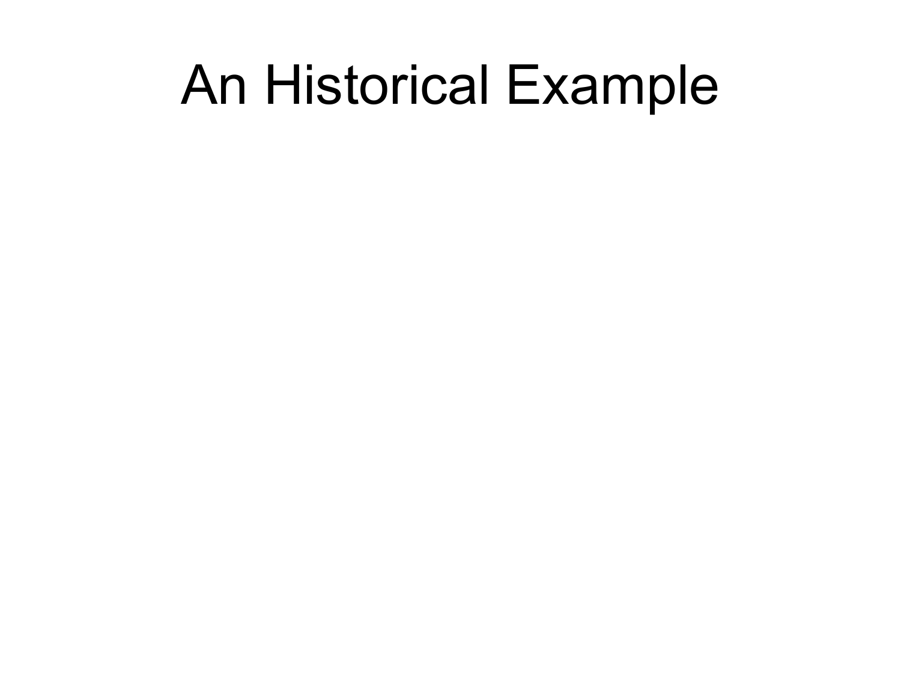# An Historical Example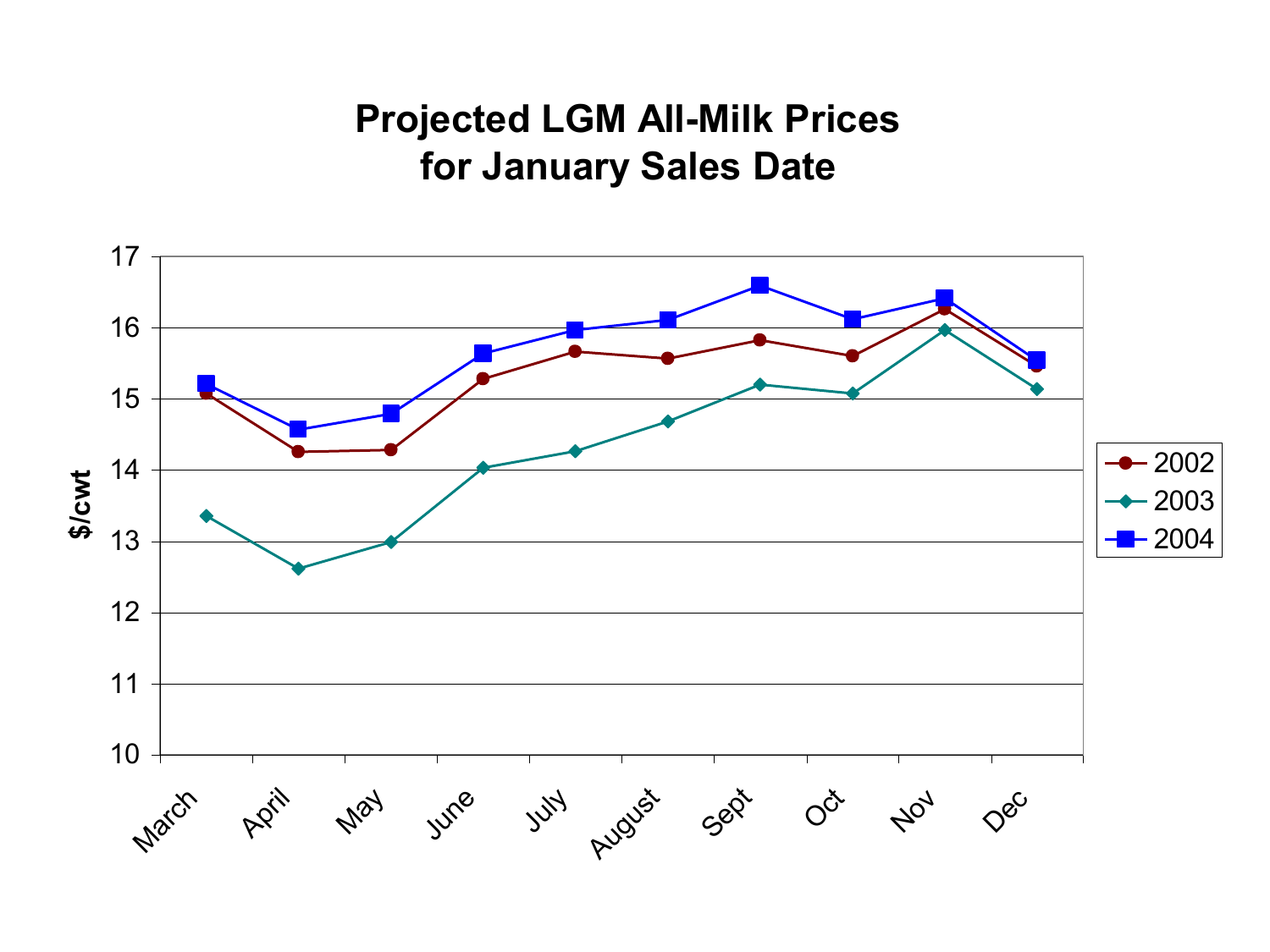# Projected LGM All-Milk Prices for January Sales Date

| Month | 2002 | 2003 | 2004 |
|---|---|---|---|
| March | 15.08 | 13.36 | 15.21 |
| April | 14.26 | 12.62 | 14.57 |
| May | 14.28 | 13.00 | 14.79 |
| June | 15.28 | 14.03 | 15.64 |
| July | 15.67 | 14.26 | 15.97 |
| August | 15.57 | 14.68 | 16.11 |
| Sept | 15.83 | 15.20 | 16.59 |
| Oct | 15.60 | 15.08 | 16.12 |
| Nov | 16.26 | 15.97 | 16.42 |
| Dec | 15.47 | 15.14 | 15.54 |

$/cwt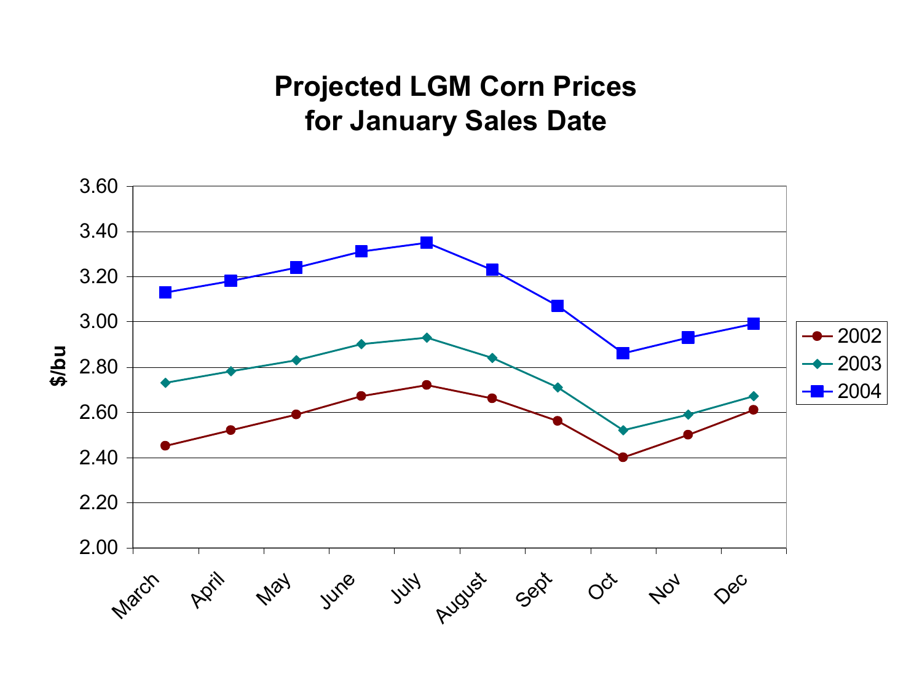# Projected LGM Corn Prices for January Sales Date

$/bu

| | March | April | May | June | July | August | Sept | Oct | Nov | Dec |
|---|---|---|---|---|---|---|---|---|---|---|
| 2002 | 2.45 | 2.52 | 2.59 | 2.67 | 2.72 | 2.66 | 2.56 | 2.40 | 2.50 | 2.61 |
| 2003 | 2.73 | 2.78 | 2.83 | 2.90 | 2.93 | 2.84 | 2.71 | 2.52 | 2.59 | 2.67 |
| 2004 | 3.13 | 3.18 | 3.24 | 3.31 | 3.35 | 3.23 | 3.07 | 2.86 | 2.93 | 2.99 |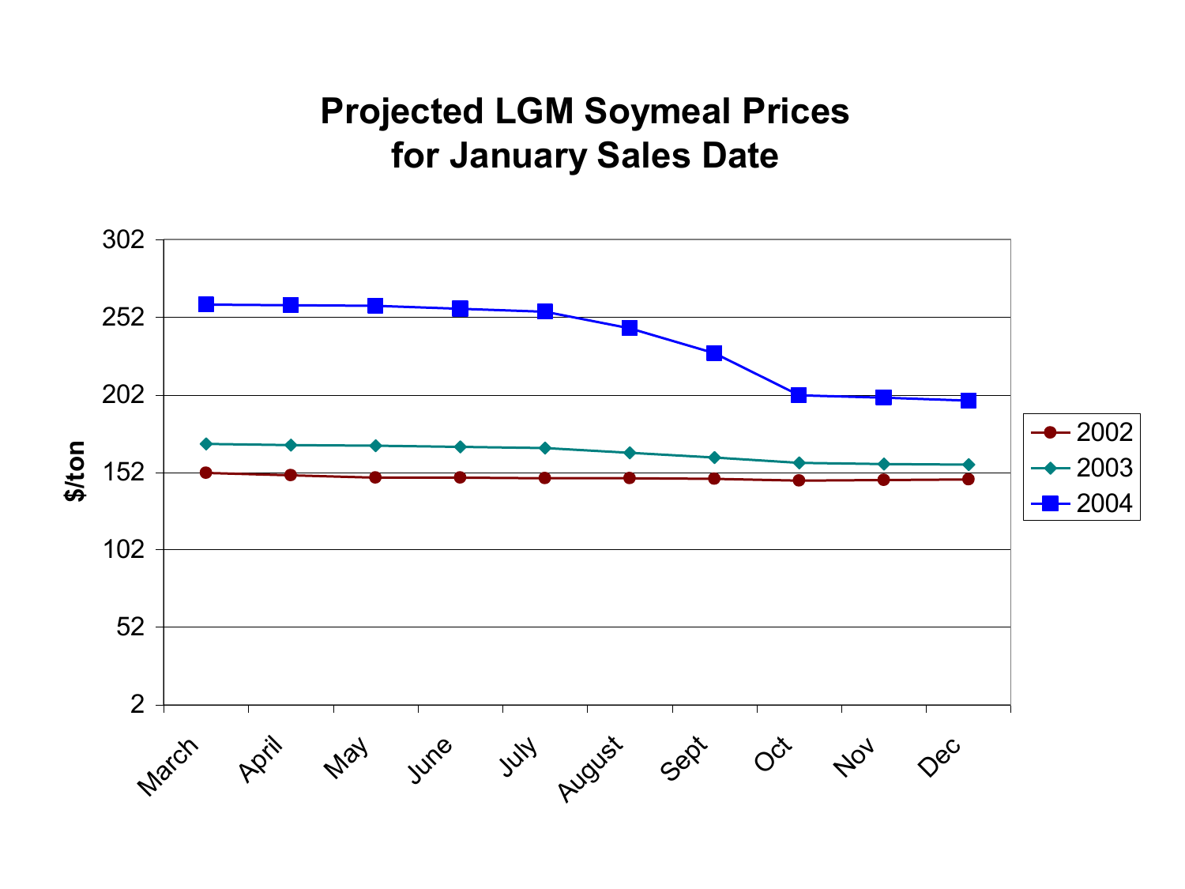# Projected LGM Soymeal Prices for January Sales Date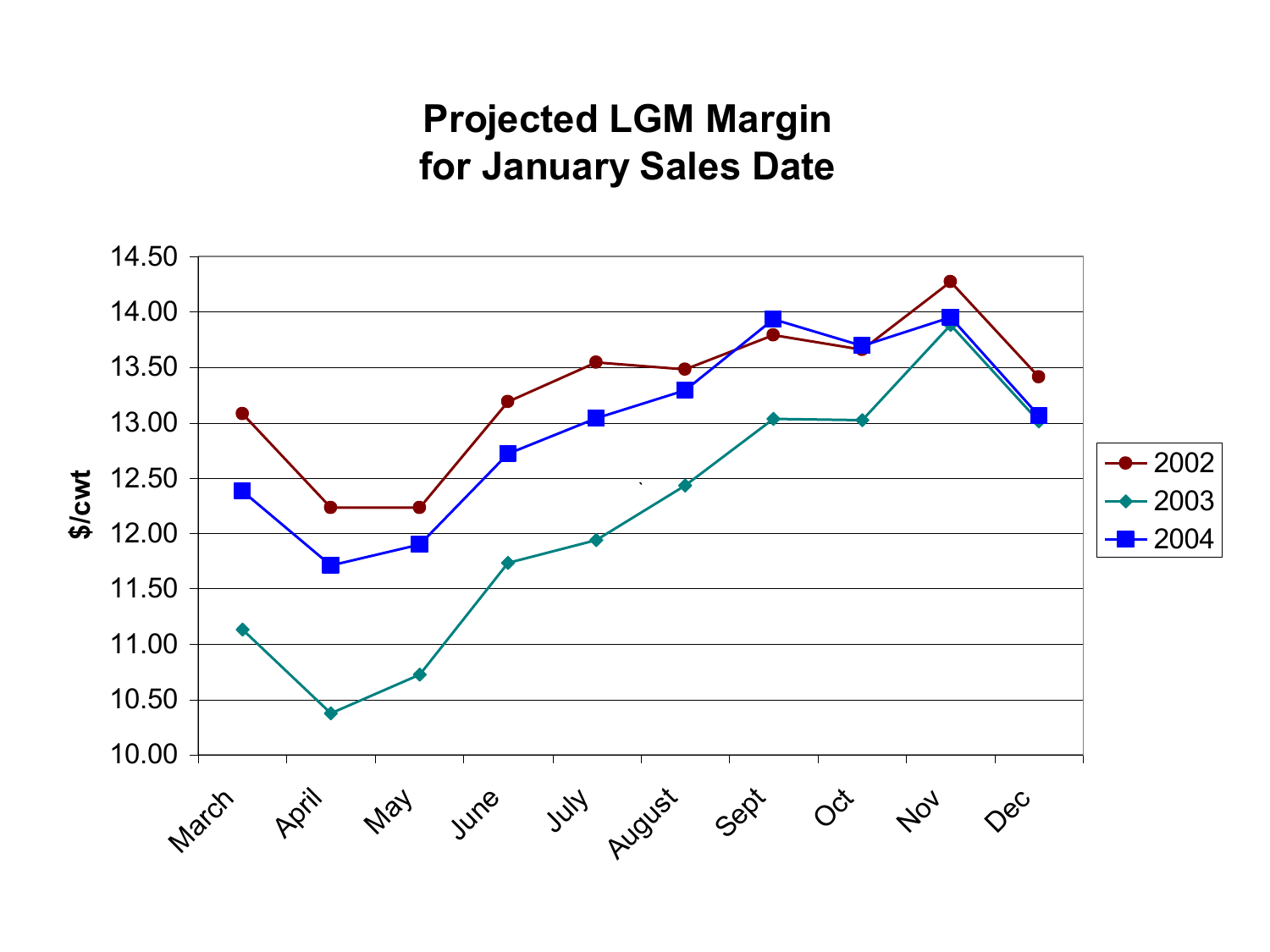# Projected LGM Margin for January Sales Date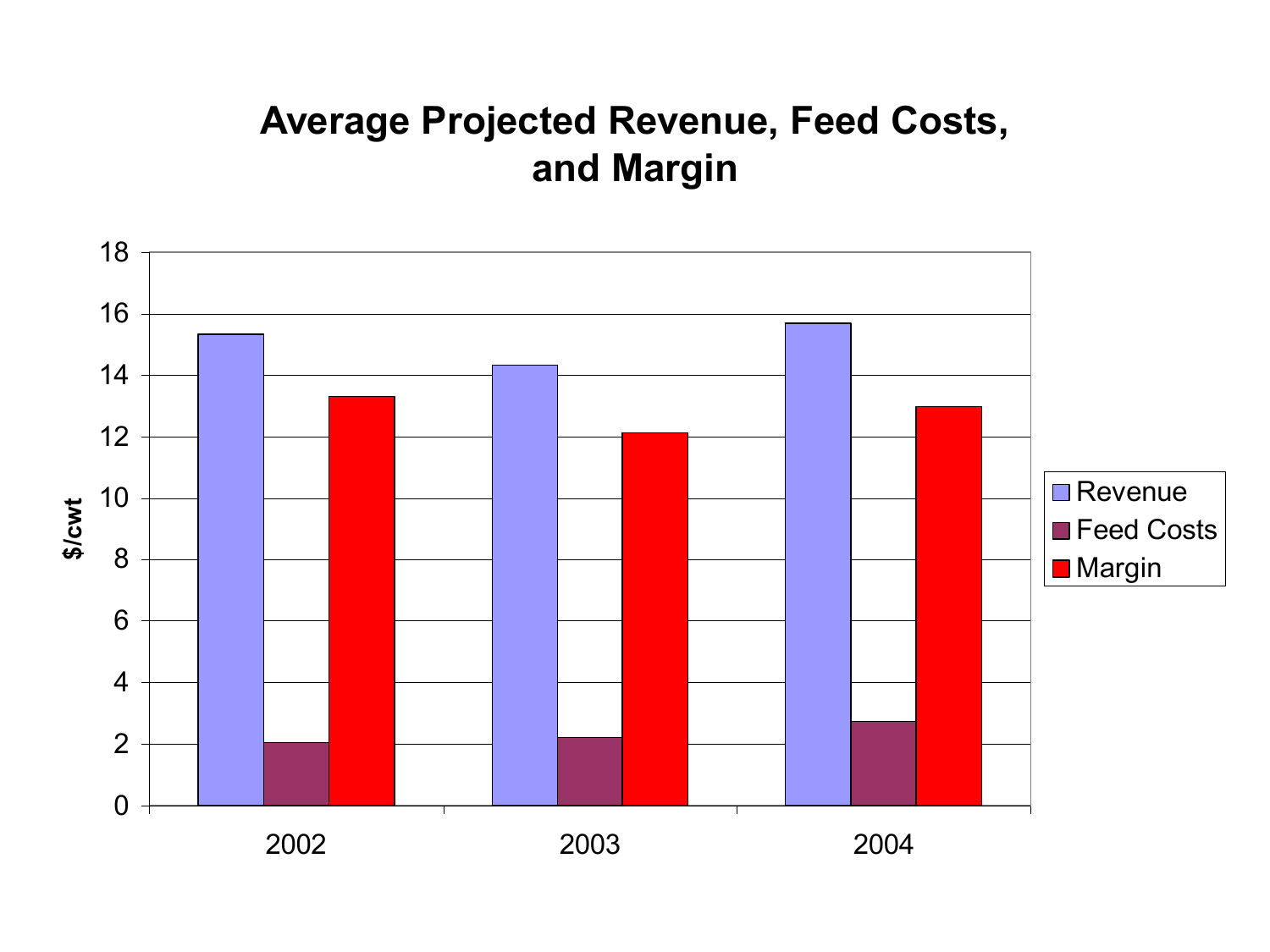# Average Projected Revenue, Feed Costs, and Margin

| Year | Revenue ($/cwt) | Feed Costs ($/cwt) | Margin ($/cwt) |
|---|---|---|---|
| 2002 | 15.3 | 2.0 | 13.3 |
| 2003 | 14.3 | 2.2 | 12.1 |
| 2004 | 15.7 | 2.7 | 13.0 |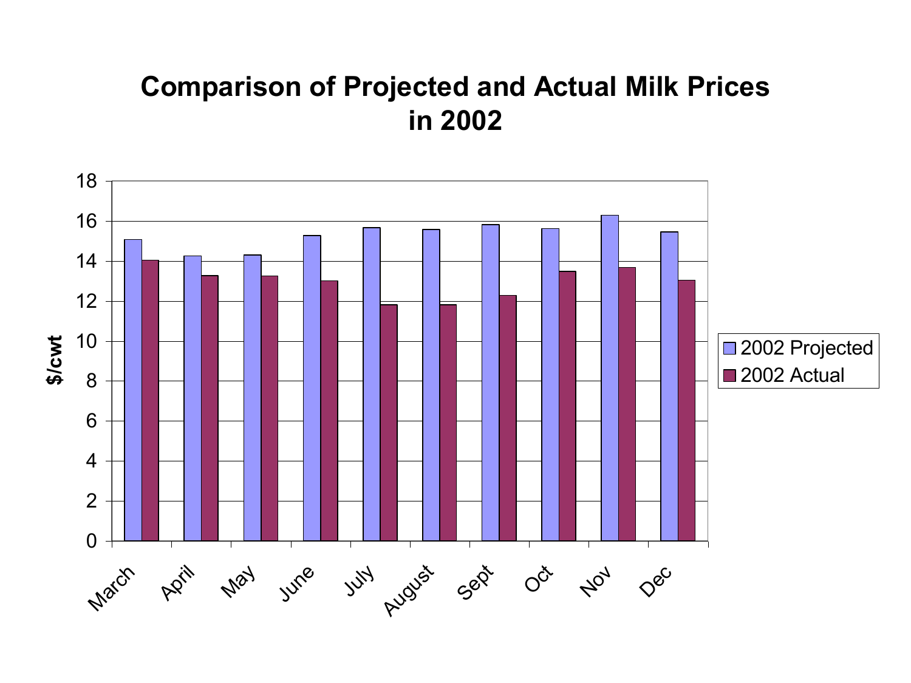# Comparison of Projected and Actual Milk Prices in 2002

$/cwt

- 2002 Projected
- 2002 Actual

March, April, May, June, July, August, Sept, Oct, Nov, Dec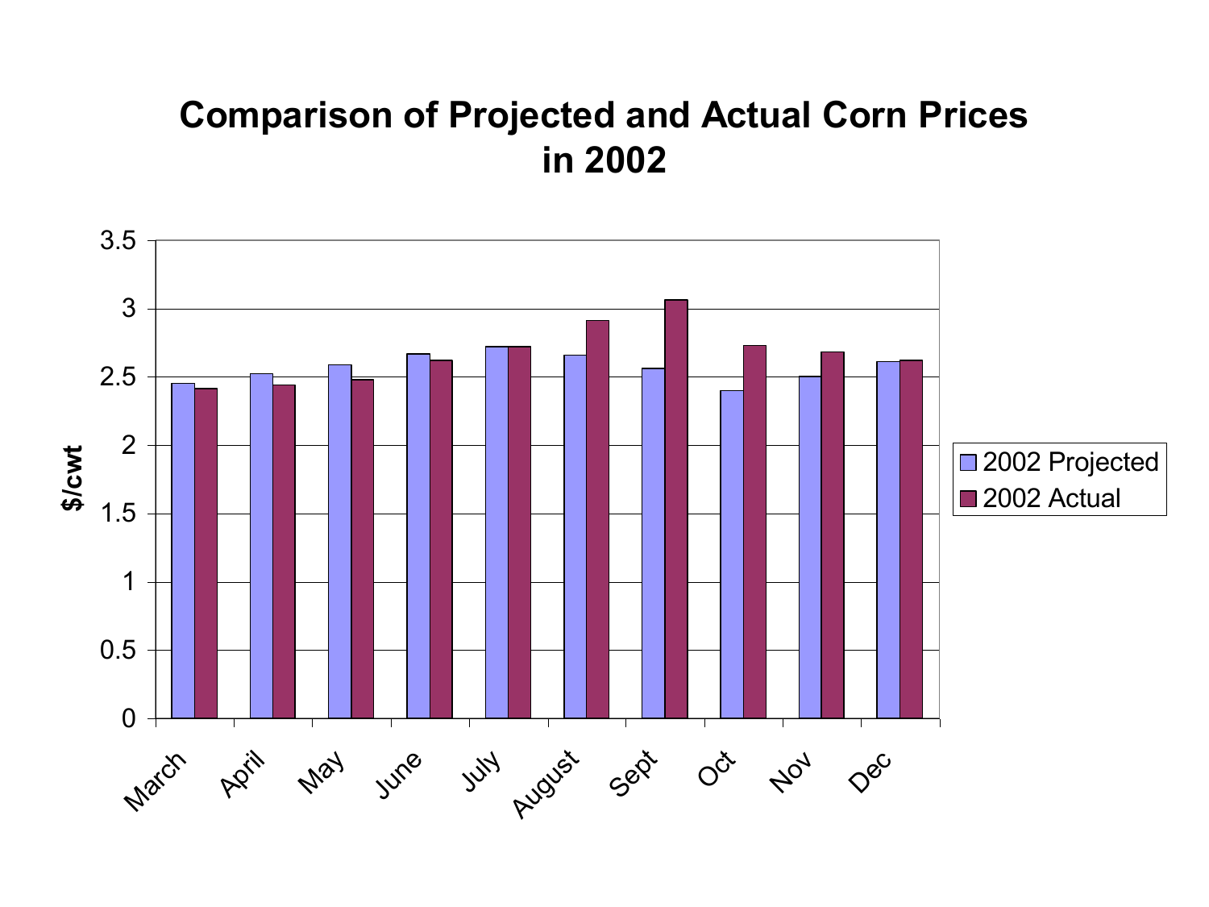# Comparison of Projected and Actual Corn Prices in 2002

| Month | 2002 Projected ($/cwt) | 2002 Actual ($/cwt) |
|---|---|---|
| March | 2.45 | 2.41 |
| April | 2.52 | 2.44 |
| May | 2.58 | 2.48 |
| June | 2.66 | 2.62 |
| July | 2.72 | 2.72 |
| August | 2.66 | 2.91 |
| Sept | 2.56 | 3.06 |
| Oct | 2.40 | 2.73 |
| Nov | 2.50 | 2.68 |
| Dec | 2.61 | 2.62 |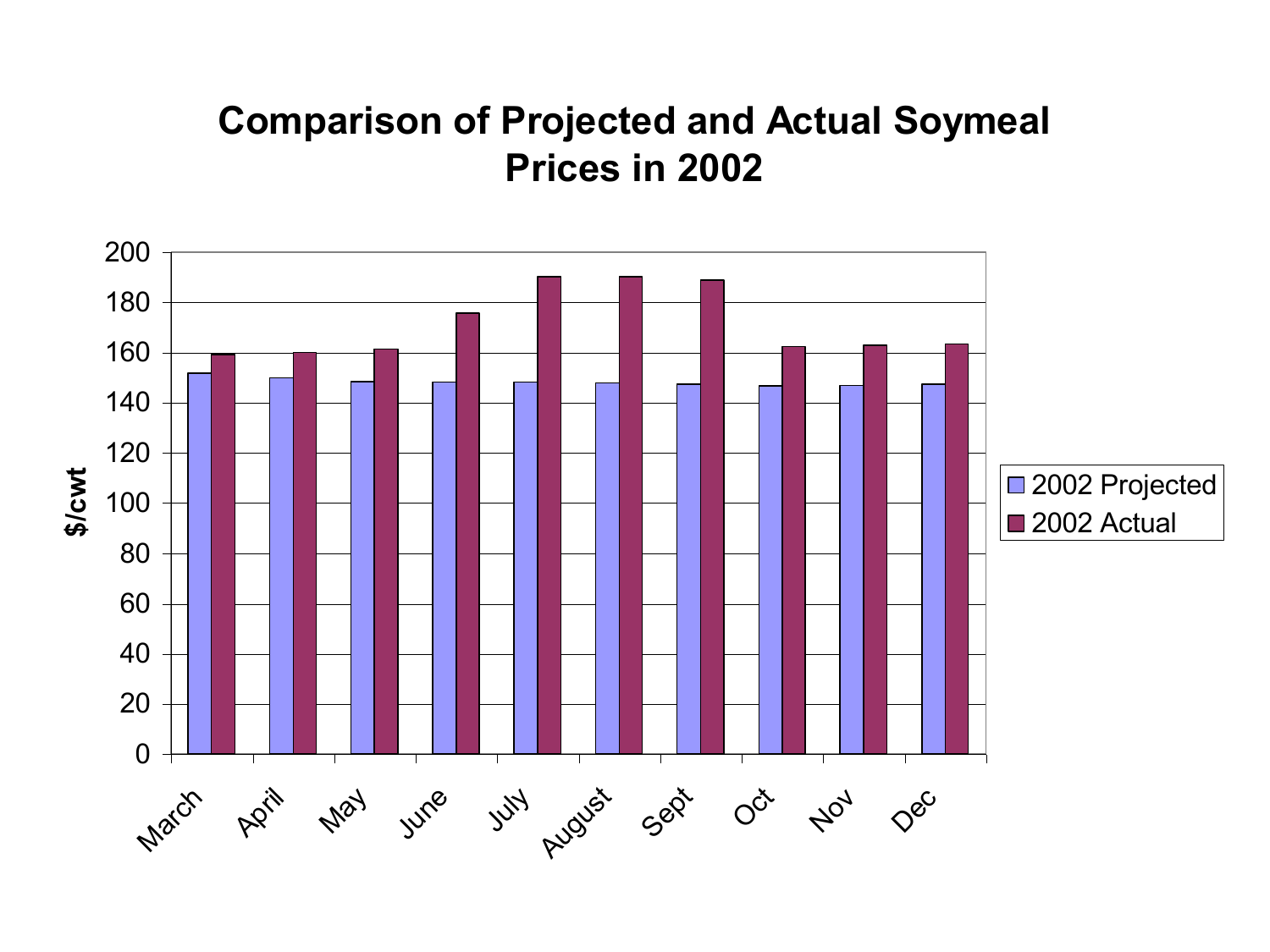# Comparison of Projected and Actual Soymeal Prices in 2002

| Month | 2002 Projected | 2002 Actual |
| --- | --- | --- |
| March | 152 | 159 |
| April | 150 | 160 |
| May | 148 | 161 |
| June | 148 | 176 |
| July | 148 | 190 |
| August | 148 | 190 |
| Sept | 147 | 189 |
| Oct | 147 | 162 |
| Nov | 147 | 163 |
| Dec | 147 | 163 |

$/cwt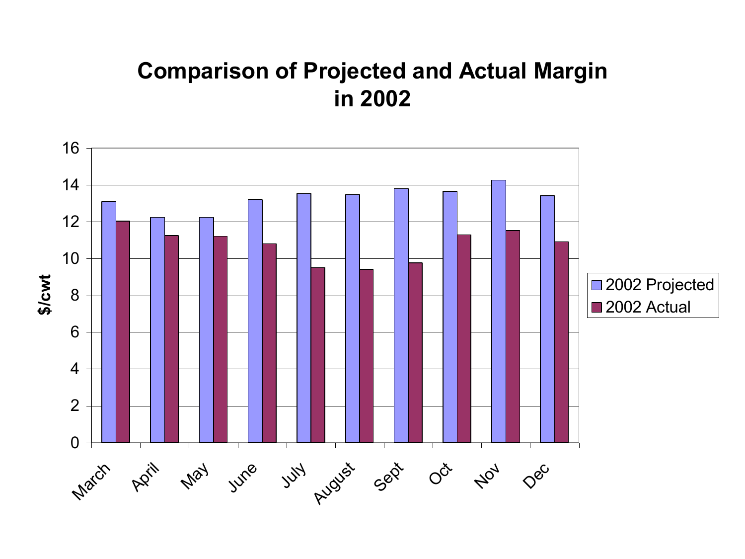# Comparison of Projected and Actual Margin in 2002

| Month | 2002 Projected ($/cwt) | 2002 Actual ($/cwt) |
|---|---|---|
| March | 13.1 | 12.05 |
| April | 12.25 | 11.25 |
| May | 12.25 | 11.2 |
| June | 13.2 | 10.8 |
| July | 13.55 | 9.5 |
| August | 13.5 | 9.4 |
| Sept | 13.8 | 9.75 |
| Oct | 13.65 | 11.3 |
| Nov | 14.25 | 11.5 |
| Dec | 13.4 | 10.9 |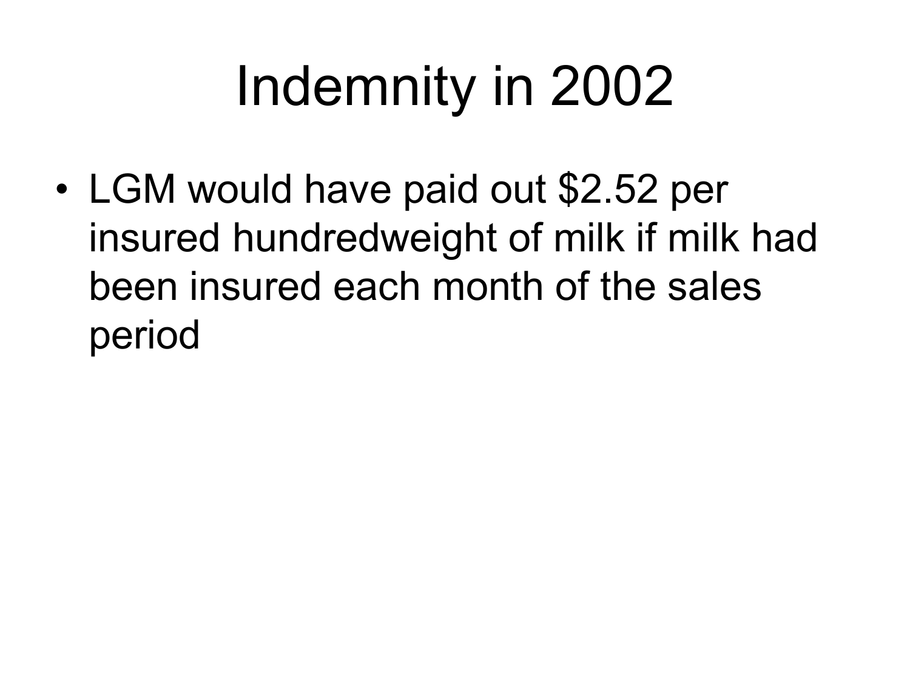# Indemnity in 2002

- LGM would have paid out $2.52 per insured hundredweight of milk if milk had been insured each month of the sales period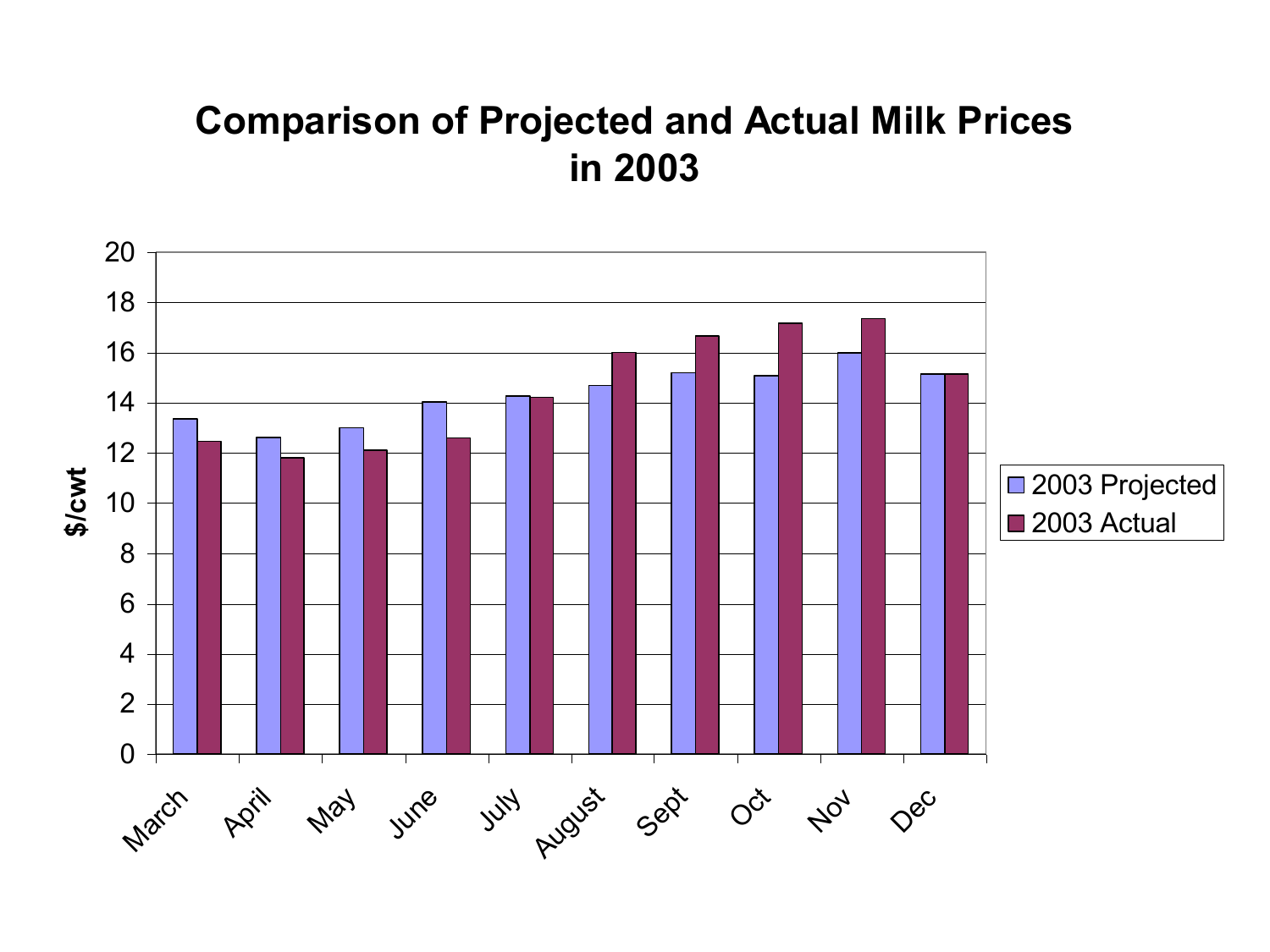# Comparison of Projected and Actual Milk Prices in 2003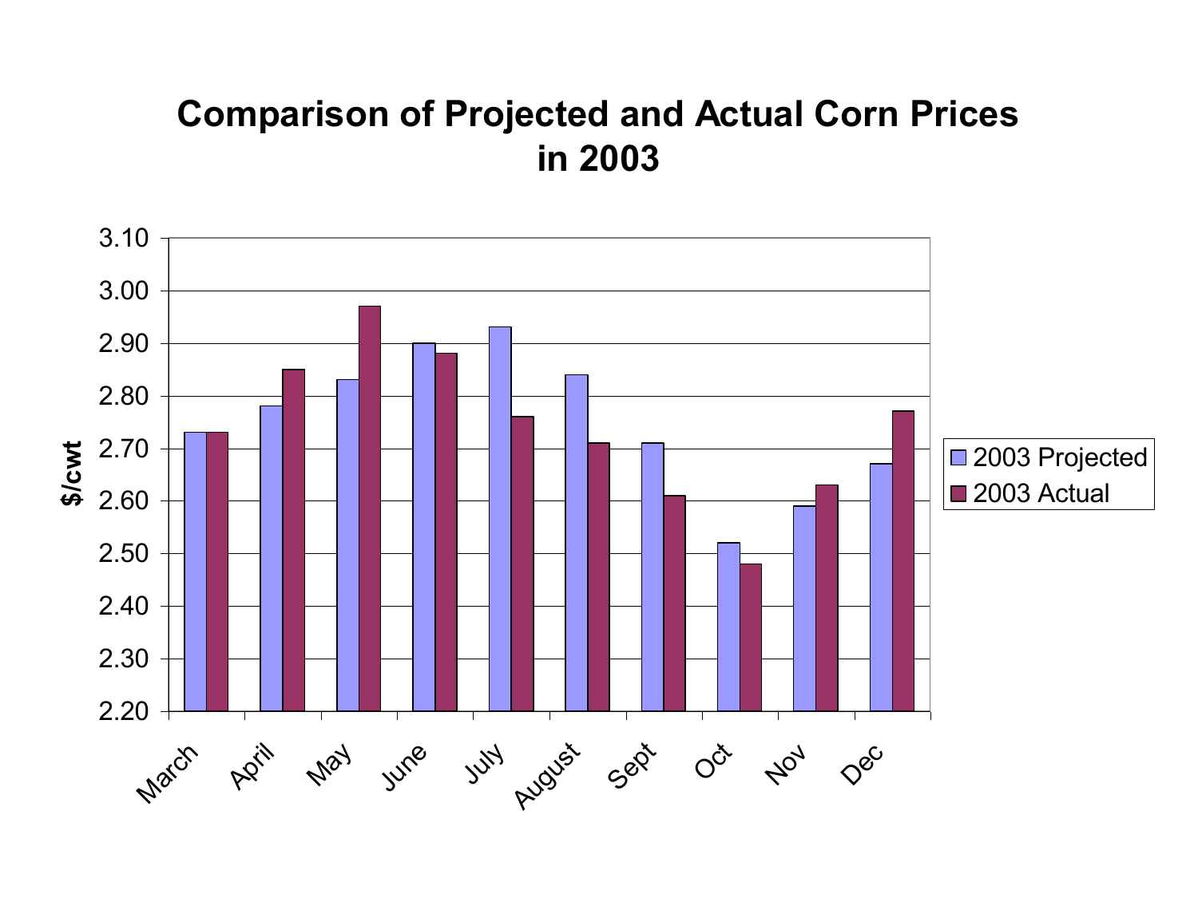# Comparison of Projected and Actual Corn Prices in 2003

$/cwt

3.10
3.00
2.90
2.80
2.70
2.60
2.50
2.40
2.30
2.20

March April May June July August Sept Oct Nov Dec

- 2003 Projected
- 2003 Actual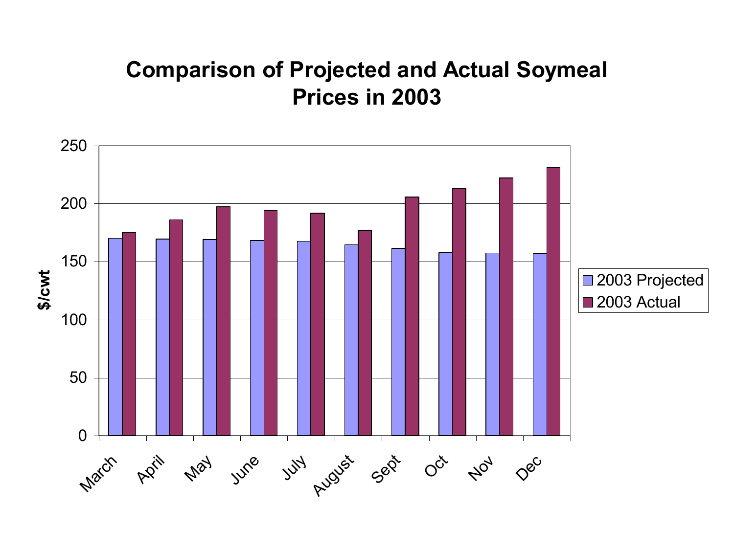# Comparison of Projected and Actual Soymeal Prices in 2003

$/cwt

250
200
150
100
50
0

March, April, May, June, July, August, Sept, Oct, Nov, Dec

2003 Projected
2003 Actual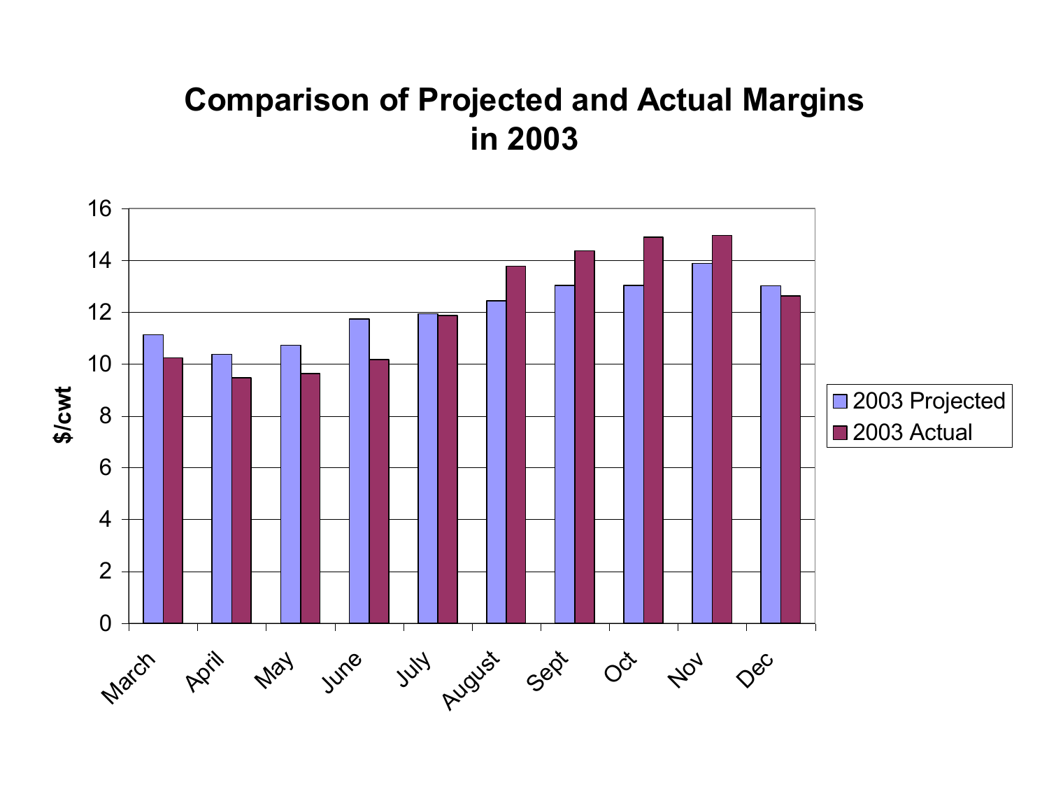# Comparison of Projected and Actual Margins in 2003

| Month | 2003 Projected ($/cwt) | 2003 Actual ($/cwt) |
|---|---|---|
| March | 11.1 | 10.2 |
| April | 10.4 | 9.5 |
| May | 10.7 | 9.6 |
| June | 11.7 | 10.2 |
| July | 11.9 | 11.9 |
| August | 12.4 | 13.8 |
| Sept | 13.0 | 14.4 |
| Oct | 13.0 | 14.9 |
| Nov | 13.9 | 15.0 |
| Dec | 13.0 | 12.6 |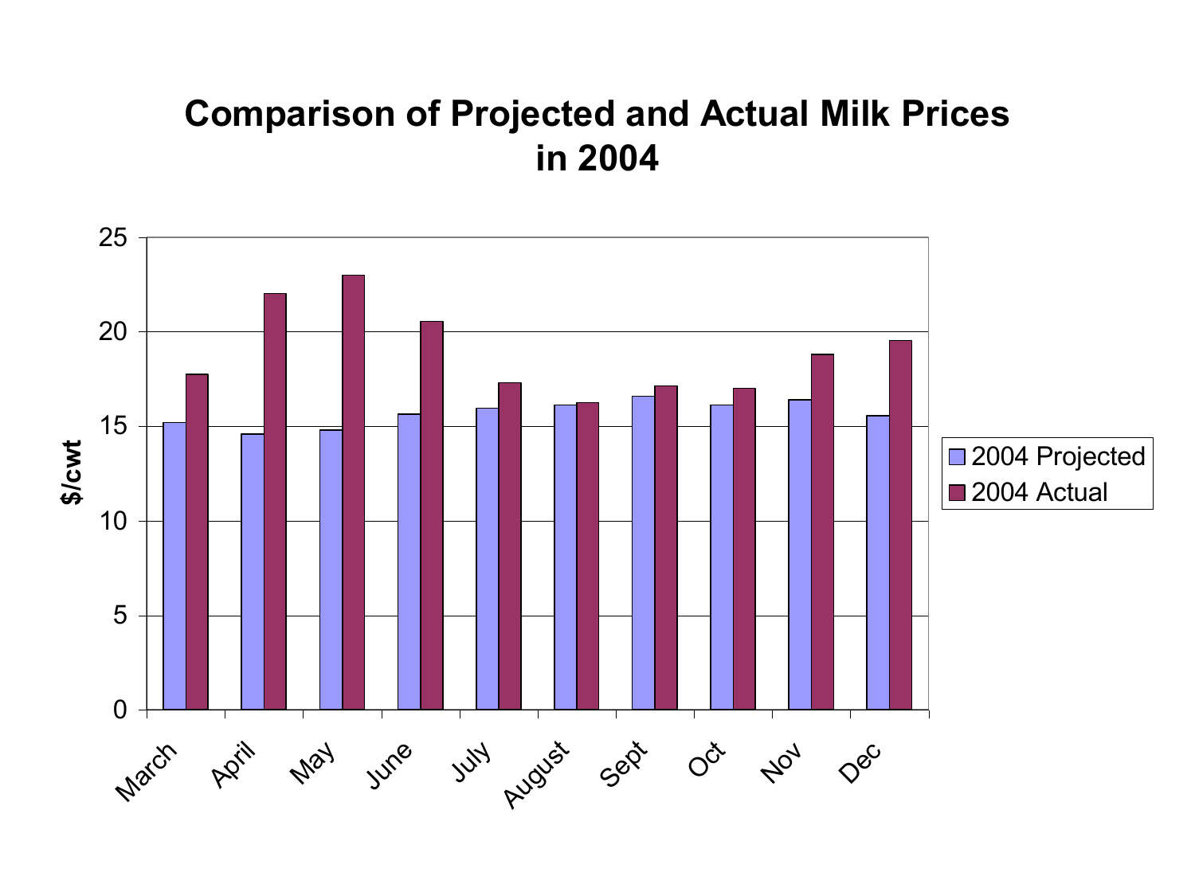# Comparison of Projected and Actual Milk Prices in 2004

| Month | 2004 Projected ($/cwt) | 2004 Actual ($/cwt) |
|---|---|---|
| March | 15.2 | 17.7 |
| April | 14.6 | 22.0 |
| May | 14.8 | 23.0 |
| June | 15.6 | 20.5 |
| July | 15.9 | 17.3 |
| August | 16.1 | 16.2 |
| Sept | 16.6 | 17.1 |
| Oct | 16.1 | 17.0 |
| Nov | 16.4 | 18.8 |
| Dec | 15.5 | 19.5 |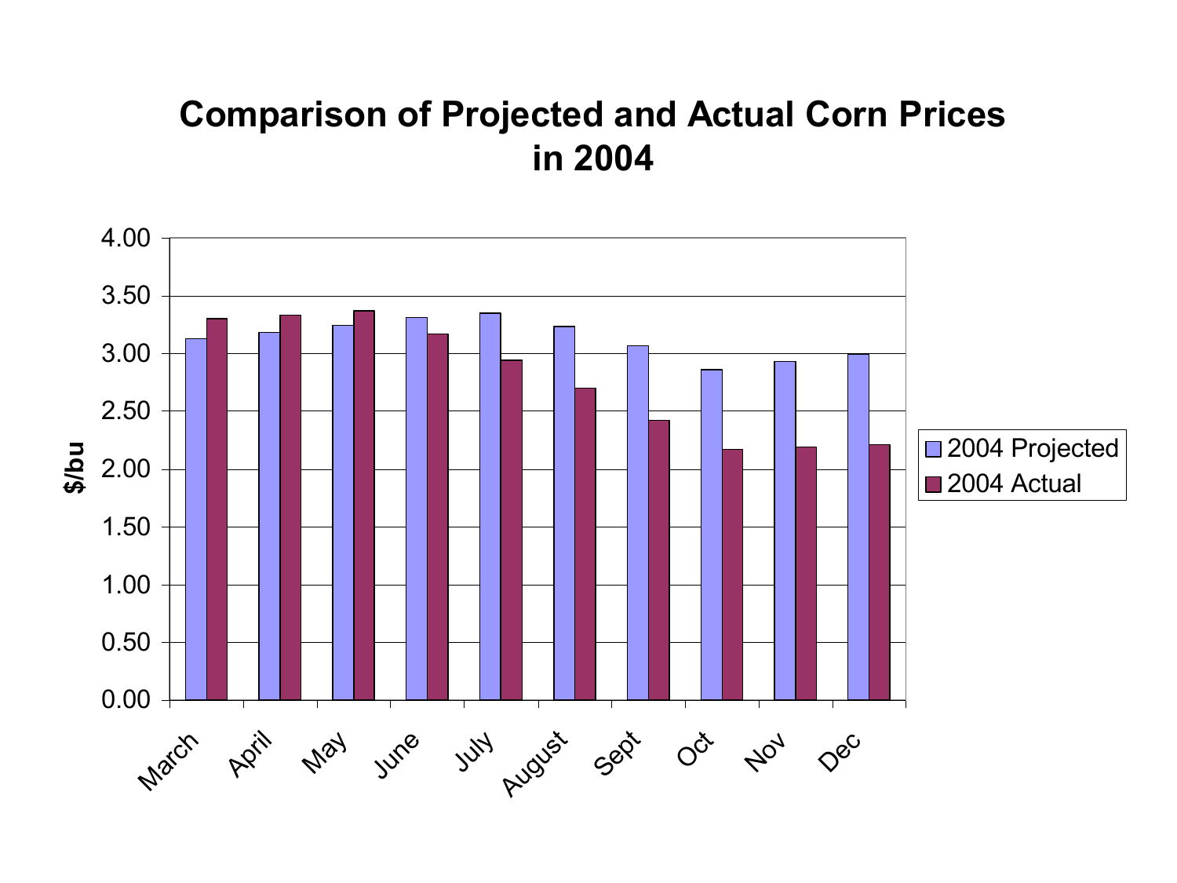# Comparison of Projected and Actual Corn Prices in 2004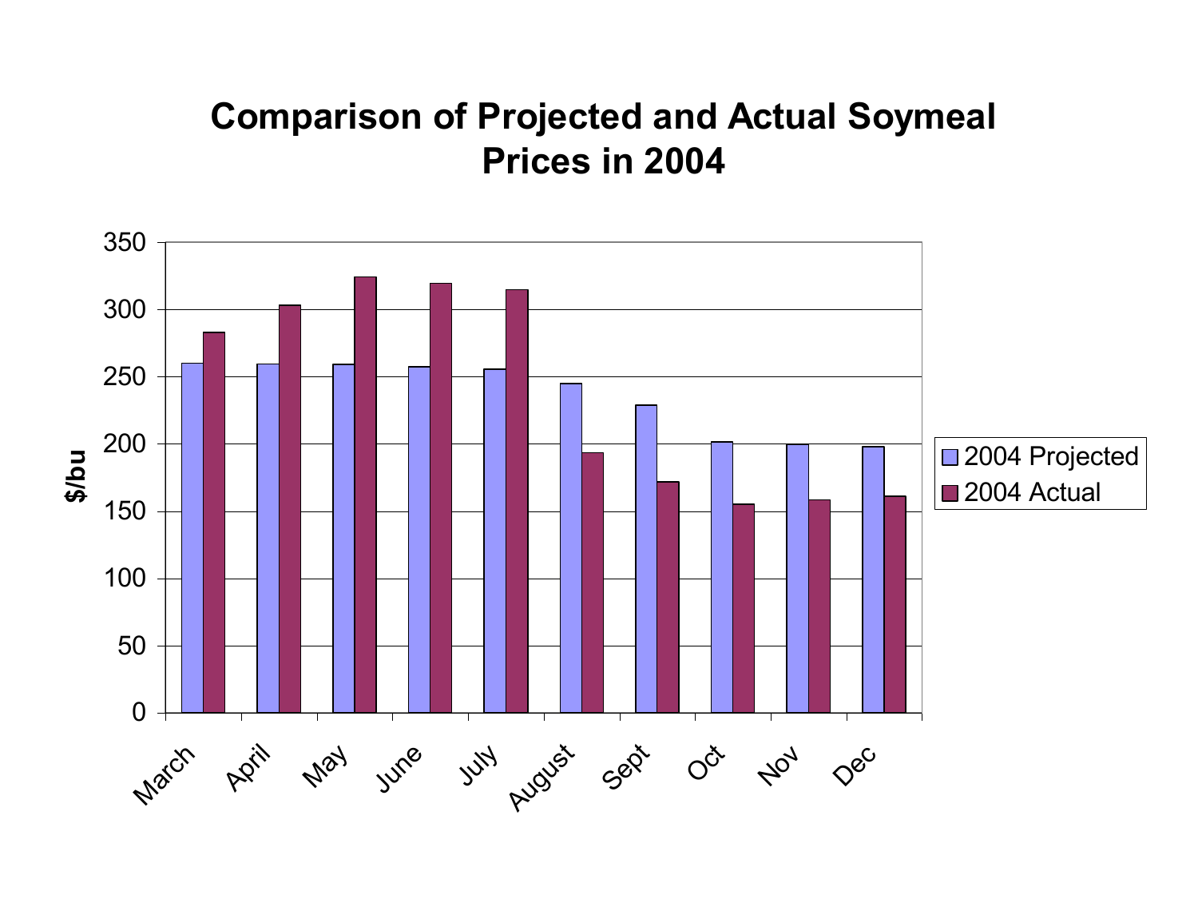# Comparison of Projected and Actual Soymeal Prices in 2004

| Month | 2004 Projected ($/bu) | 2004 Actual ($/bu) |
|---|---|---|
| March | 260 | 283 |
| April | 259 | 303 |
| May | 259 | 324 |
| June | 257 | 319 |
| July | 255 | 314 |
| August | 245 | 193 |
| Sept | 229 | 172 |
| Oct | 201 | 155 |
| Nov | 199 | 158 |
| Dec | 198 | 161 |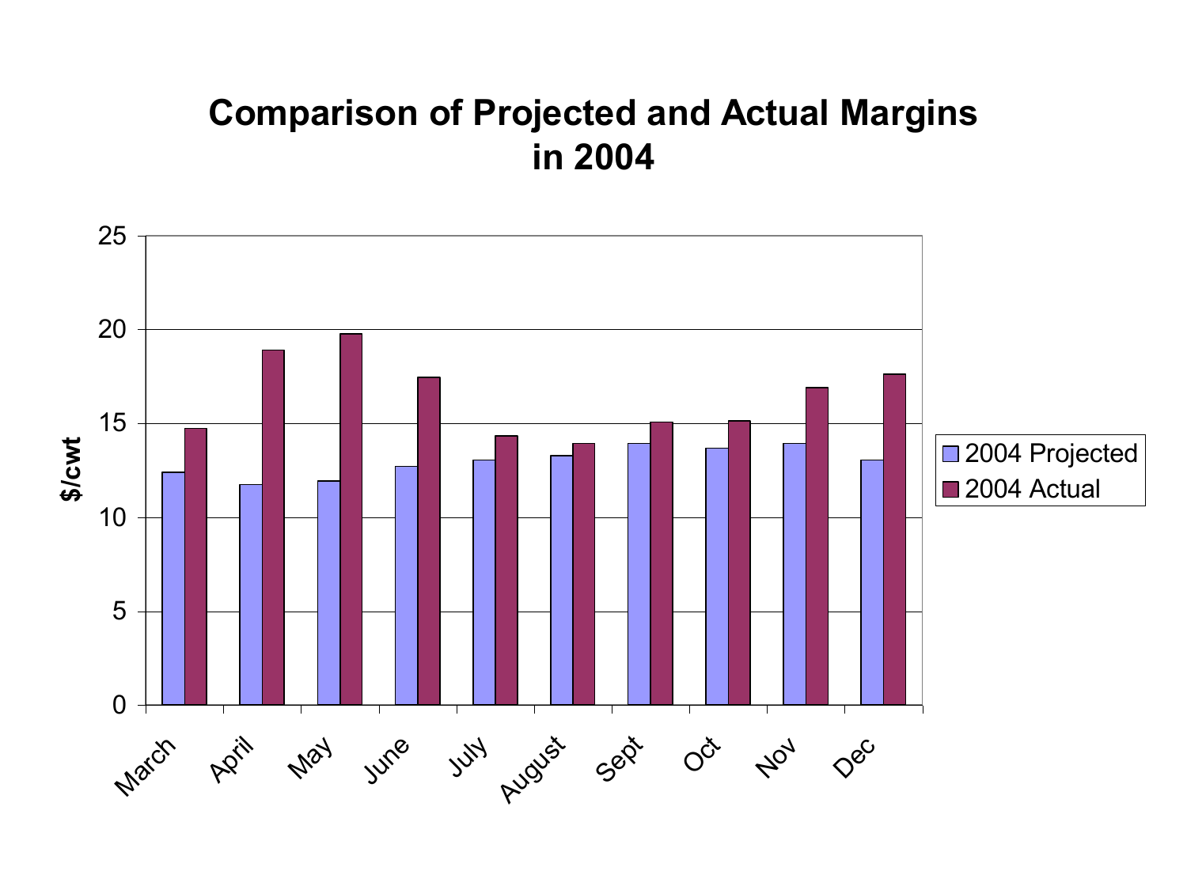# Comparison of Projected and Actual Margins in 2004

| Month | 2004 Projected ($/cwt) | 2004 Actual ($/cwt) |
|---|---|---|
| March | 12.4 | 14.7 |
| April | 11.7 | 18.9 |
| May | 11.9 | 19.8 |
| June | 12.7 | 17.4 |
| July | 13.0 | 14.3 |
| August | 13.3 | 13.9 |
| Sept | 13.9 | 15.0 |
| Oct | 13.7 | 15.1 |
| Nov | 13.9 | 16.9 |
| Dec | 13.0 | 17.6 |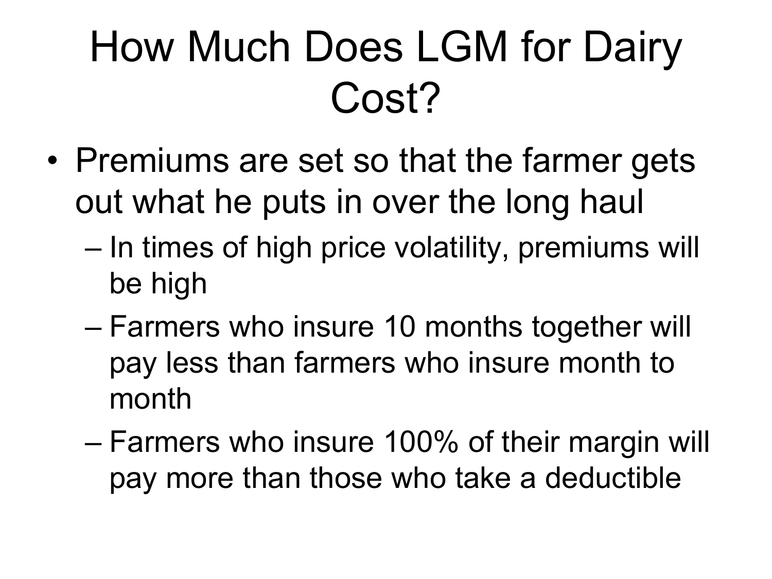# How Much Does LGM for Dairy Cost?

- Premiums are set so that the farmer gets out what he puts in over the long haul
  - In times of high price volatility, premiums will be high
  - Farmers who insure 10 months together will pay less than farmers who insure month to month
  - Farmers who insure 100% of their margin will pay more than those who take a deductible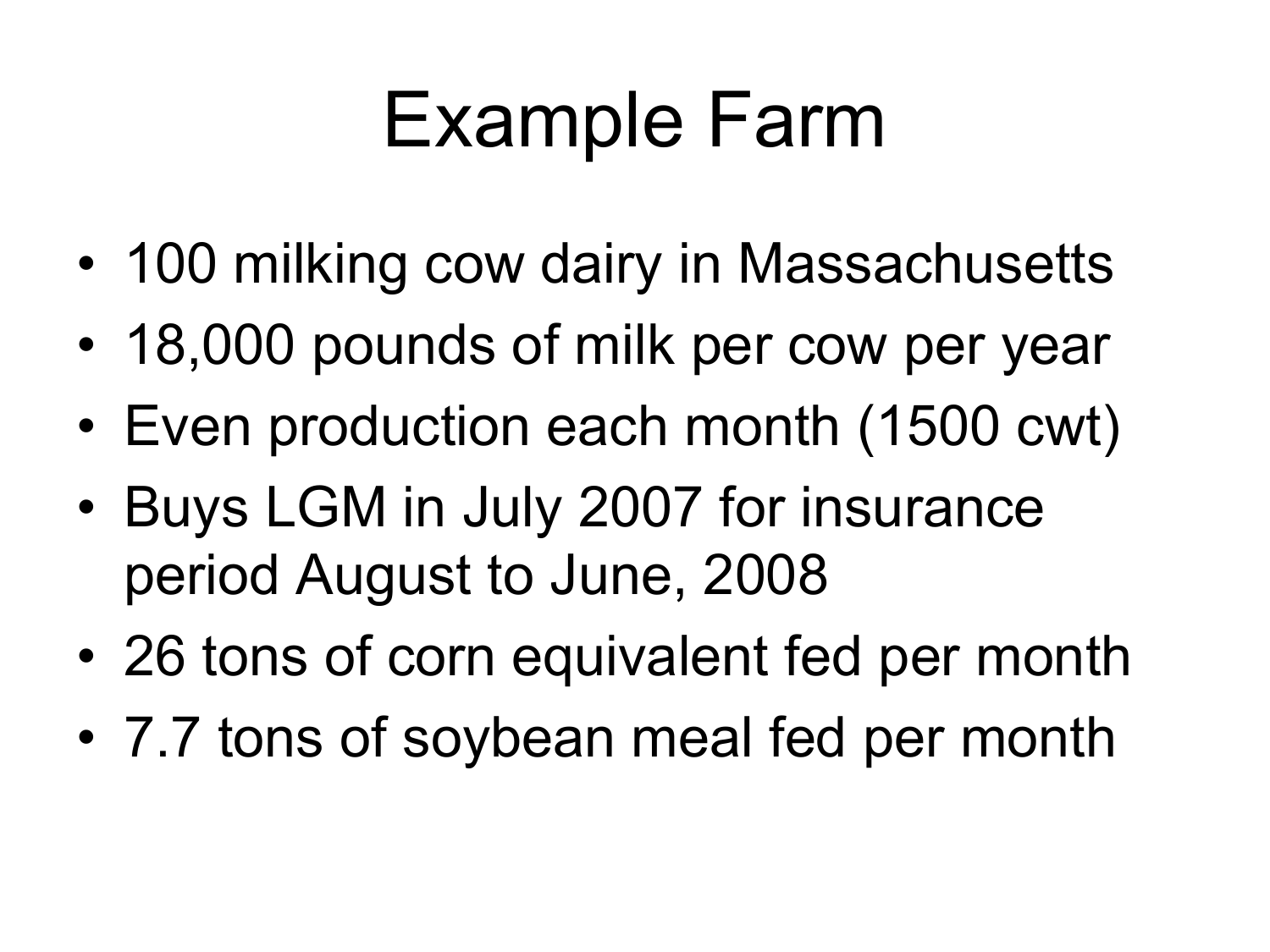# Example Farm

- 100 milking cow dairy in Massachusetts
- 18,000 pounds of milk per cow per year
- Even production each month (1500 cwt)
- Buys LGM in July 2007 for insurance period August to June, 2008
- 26 tons of corn equivalent fed per month
- 7.7 tons of soybean meal fed per month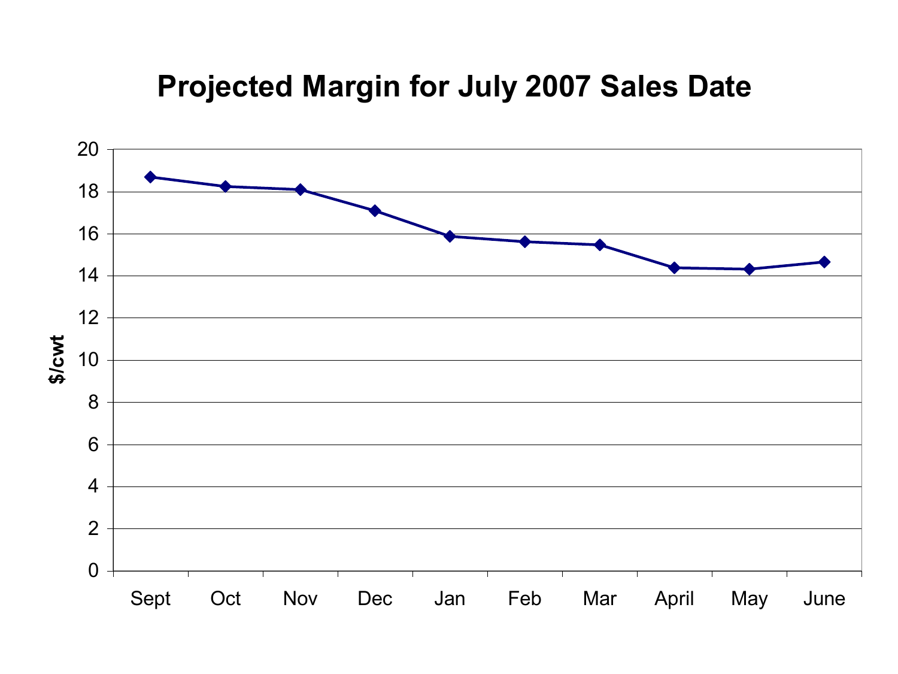# Projected Margin for July 2007 Sales Date

| Month | $/cwt |
|---|---|
| Sept | 18.7 |
| Oct | 18.25 |
| Nov | 18.1 |
| Dec | 17.1 |
| Jan | 15.9 |
| Feb | 15.6 |
| Mar | 15.5 |
| April | 14.4 |
| May | 14.3 |
| June | 14.65 |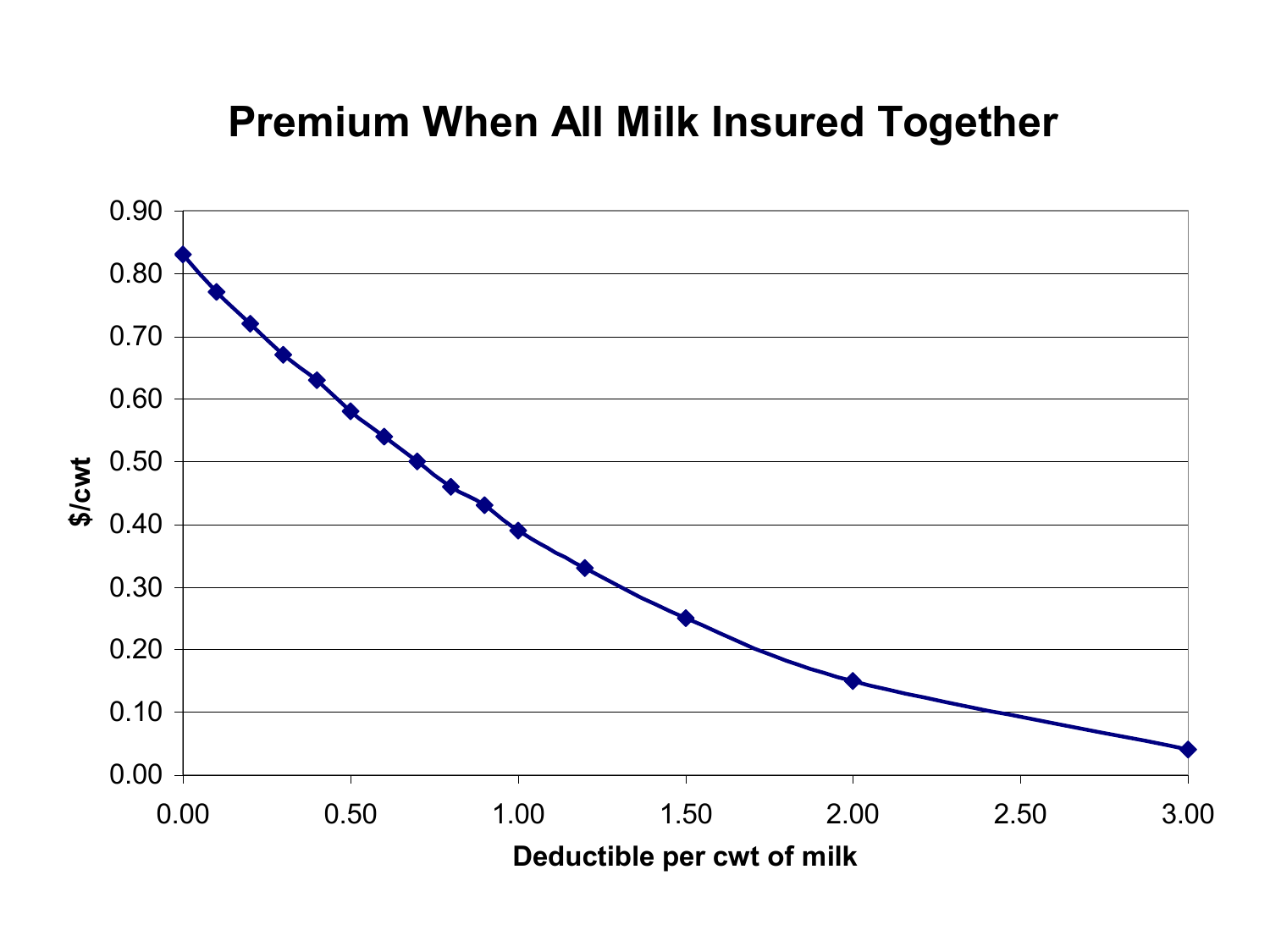# Premium When All Milk Insured Together

| Deductible per cwt of milk | $/cwt |
| --- | --- |
| 0.00 | 0.83 |
| 0.10 | 0.77 |
| 0.20 | 0.72 |
| 0.30 | 0.67 |
| 0.40 | 0.63 |
| 0.50 | 0.58 |
| 0.60 | 0.54 |
| 0.70 | 0.50 |
| 0.80 | 0.46 |
| 0.90 | 0.43 |
| 1.00 | 0.39 |
| 1.20 | 0.33 |
| 1.50 | 0.25 |
| 2.00 | 0.15 |
| 3.00 | 0.04 |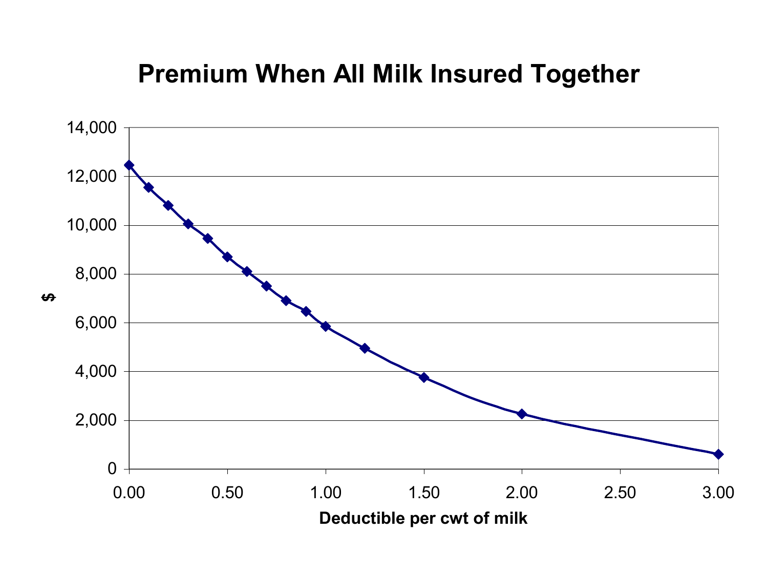# Premium When All Milk Insured Together

| Deductible per cwt of milk | $ |
|---|---|
| 0.00 | 12,450 |
| 0.10 | 11,550 |
| 0.20 | 10,800 |
| 0.30 | 10,050 |
| 0.40 | 9,450 |
| 0.50 | 8,700 |
| 0.60 | 8,100 |
| 0.70 | 7,500 |
| 0.80 | 6,900 |
| 0.90 | 6,450 |
| 1.00 | 5,850 |
| 1.20 | 4,950 |
| 1.50 | 3,750 |
| 2.00 | 2,250 |
| 3.00 | 600 |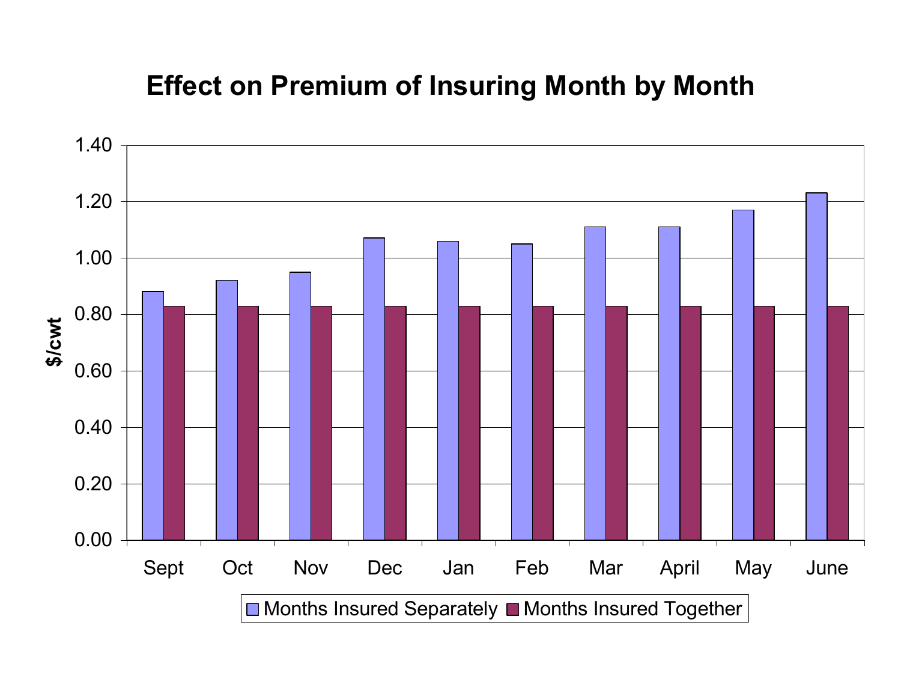# Effect on Premium of Insuring Month by Month

| Month | Months Insured Separately ($/cwt) | Months Insured Together ($/cwt) |
|---|---|---|
| Sept | 0.88 | 0.83 |
| Oct | 0.92 | 0.83 |
| Nov | 0.95 | 0.83 |
| Dec | 1.07 | 0.83 |
| Jan | 1.06 | 0.83 |
| Feb | 1.05 | 0.83 |
| Mar | 1.11 | 0.83 |
| April | 1.11 | 0.83 |
| May | 1.17 | 0.83 |
| June | 1.23 | 0.83 |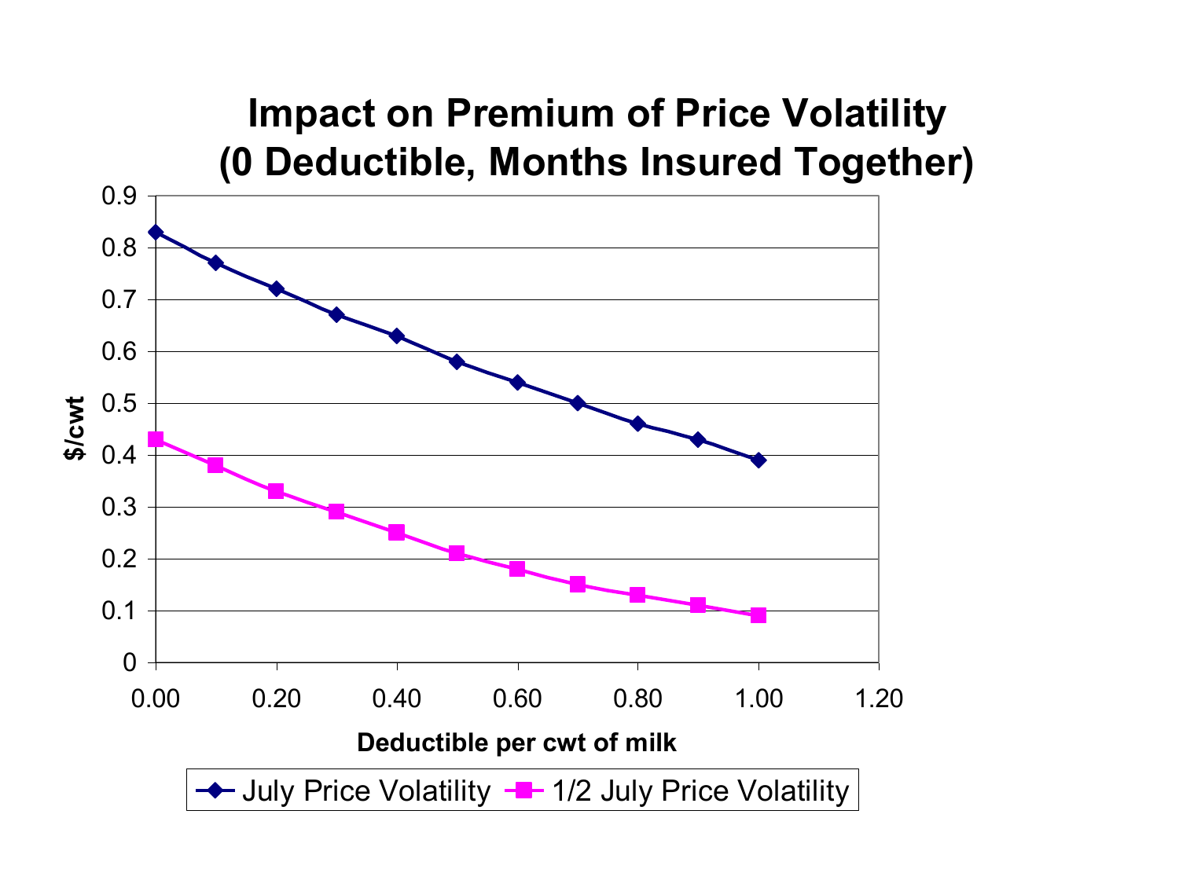# Impact on Premium of Price Volatility (0 Deductible, Months Insured Together)

| Deductible per cwt of milk | July Price Volatility ($/cwt) | 1/2 July Price Volatility ($/cwt) |
|---|---|---|
| 0.00 | 0.83 | 0.43 |
| 0.10 | 0.77 | 0.38 |
| 0.20 | 0.72 | 0.33 |
| 0.30 | 0.67 | 0.29 |
| 0.40 | 0.63 | 0.25 |
| 0.50 | 0.58 | 0.21 |
| 0.60 | 0.54 | 0.18 |
| 0.70 | 0.50 | 0.15 |
| 0.80 | 0.46 | 0.13 |
| 0.90 | 0.43 | 0.11 |
| 1.00 | 0.39 | 0.09 |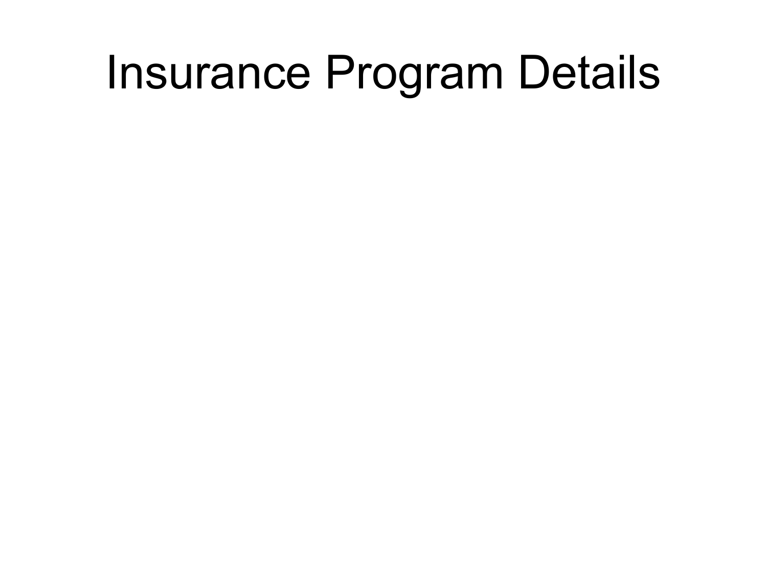# Insurance Program Details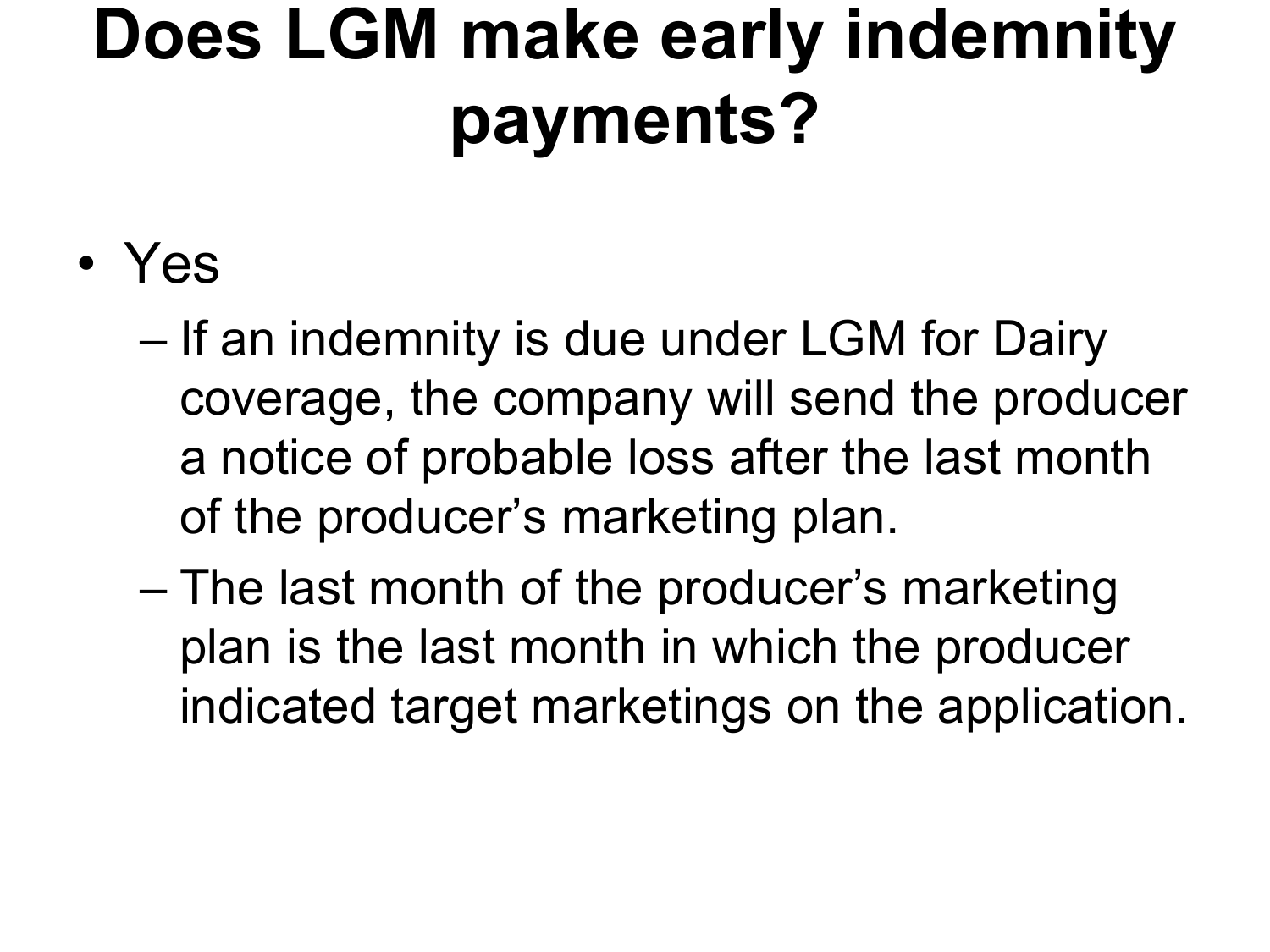# Does LGM make early indemnity payments?

- Yes
  - If an indemnity is due under LGM for Dairy coverage, the company will send the producer a notice of probable loss after the last month of the producer's marketing plan.
  - The last month of the producer's marketing plan is the last month in which the producer indicated target marketings on the application.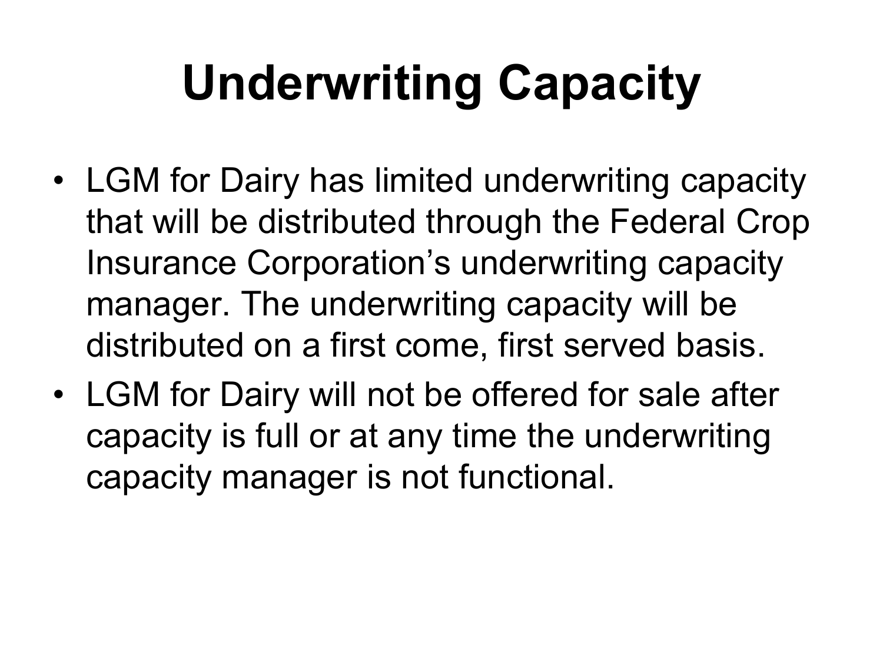# Underwriting Capacity

- LGM for Dairy has limited underwriting capacity that will be distributed through the Federal Crop Insurance Corporation's underwriting capacity manager. The underwriting capacity will be distributed on a first come, first served basis.
- LGM for Dairy will not be offered for sale after capacity is full or at any time the underwriting capacity manager is not functional.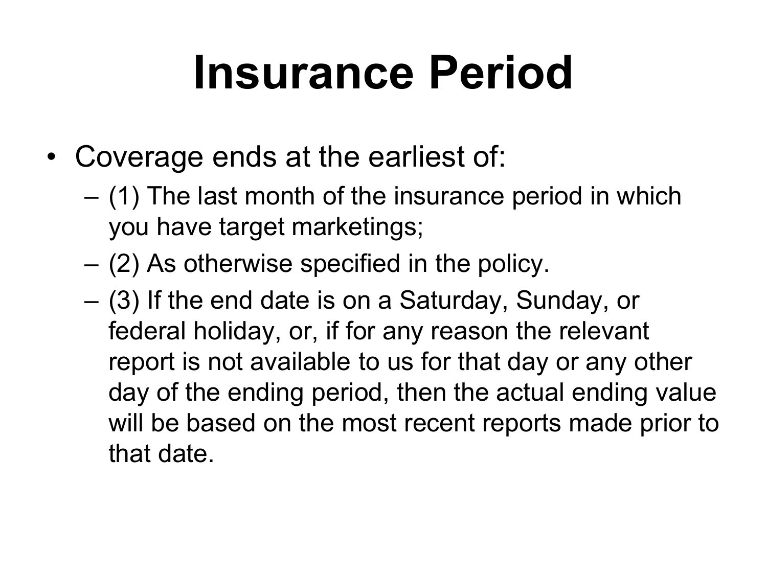# Insurance Period

- Coverage ends at the earliest of:
  - (1) The last month of the insurance period in which you have target marketings;
  - (2) As otherwise specified in the policy.
  - (3) If the end date is on a Saturday, Sunday, or federal holiday, or, if for any reason the relevant report is not available to us for that day or any other day of the ending period, then the actual ending value will be based on the most recent reports made prior to that date.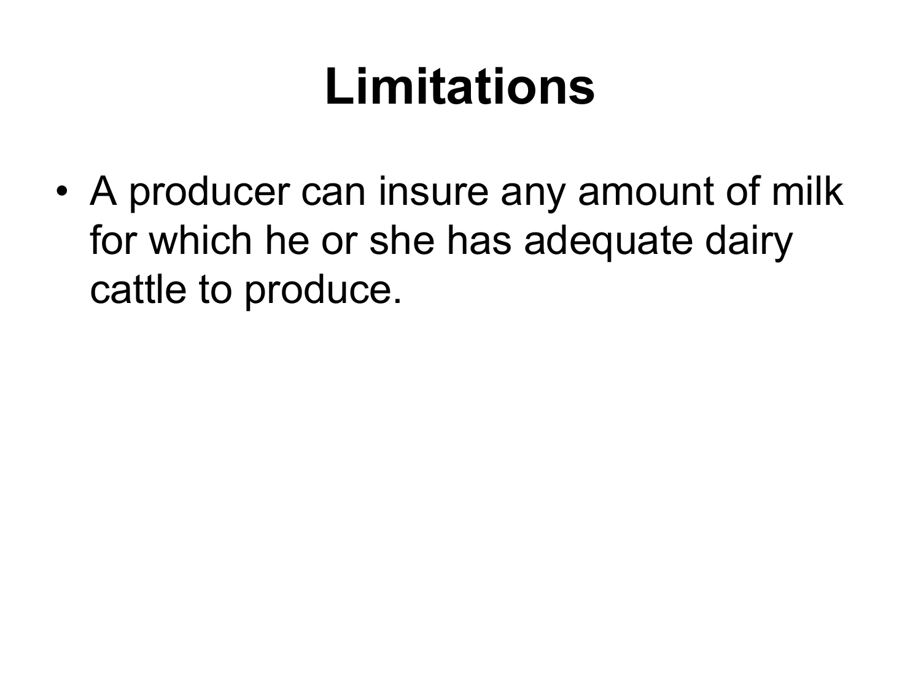# Limitations

- A producer can insure any amount of milk for which he or she has adequate dairy cattle to produce.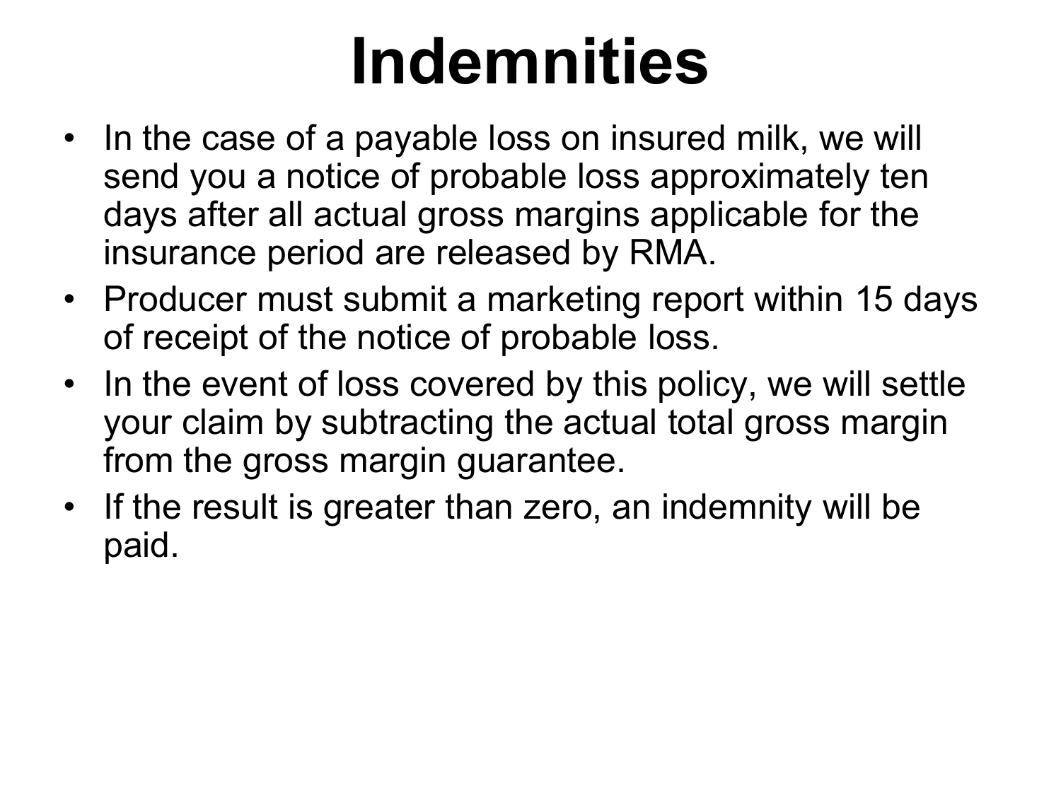# Indemnities

- In the case of a payable loss on insured milk, we will send you a notice of probable loss approximately ten days after all actual gross margins applicable for the insurance period are released by RMA.
- Producer must submit a marketing report within 15 days of receipt of the notice of probable loss.
- In the event of loss covered by this policy, we will settle your claim by subtracting the actual total gross margin from the gross margin guarantee.
- If the result is greater than zero, an indemnity will be paid.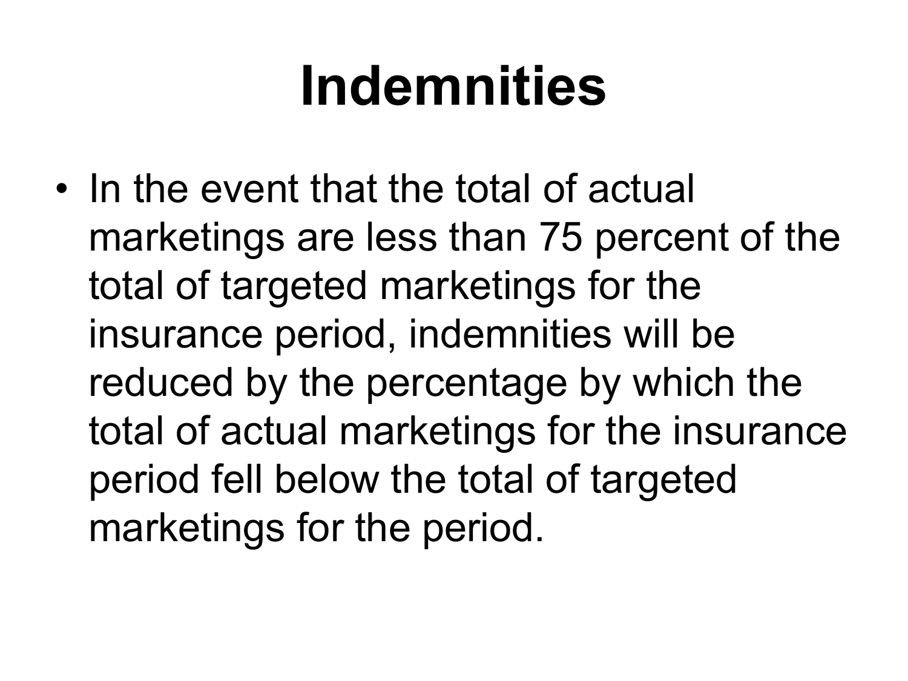# Indemnities

- In the event that the total of actual marketings are less than 75 percent of the total of targeted marketings for the insurance period, indemnities will be reduced by the percentage by which the total of actual marketings for the insurance period fell below the total of targeted marketings for the period.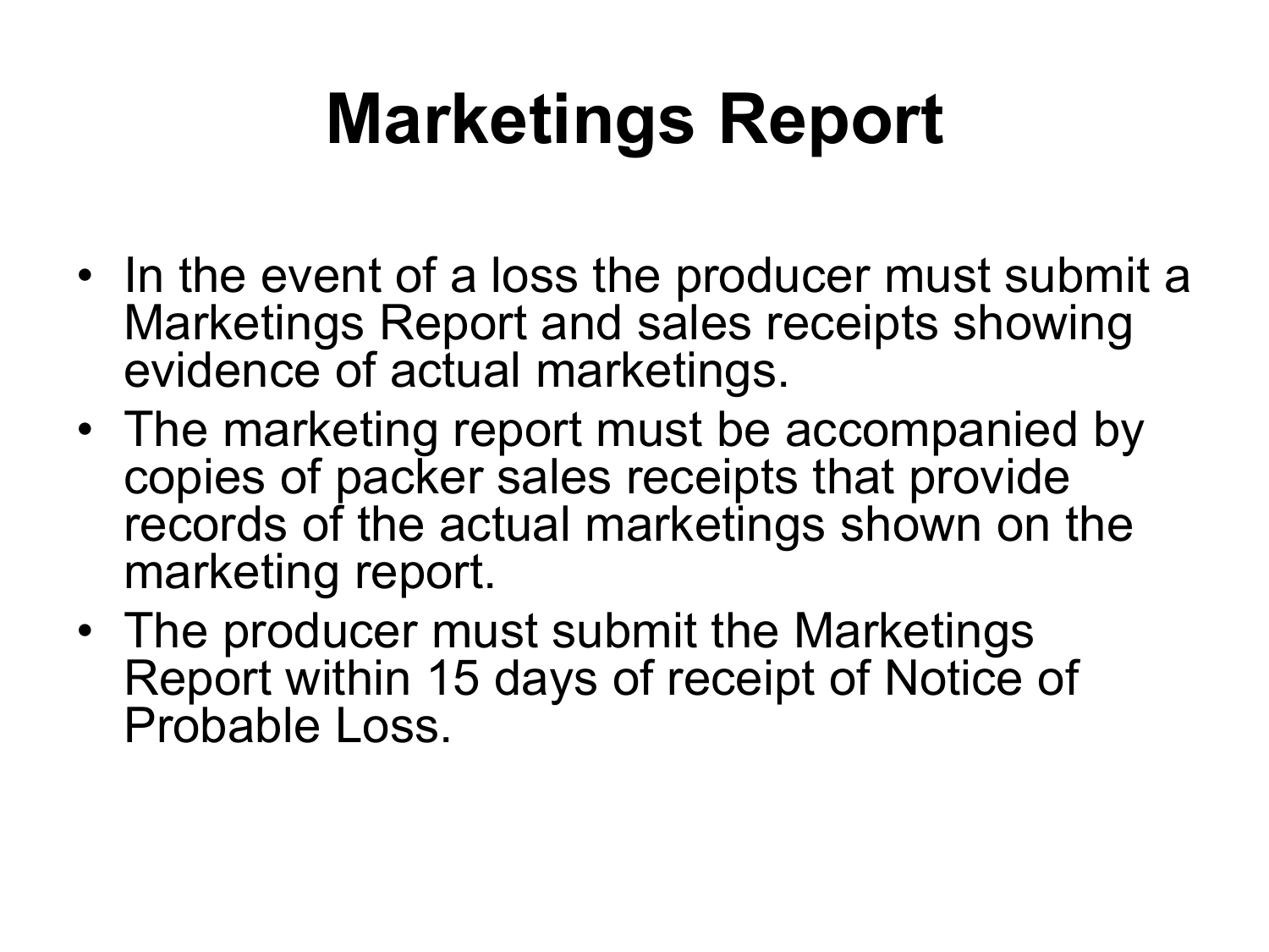# Marketings Report

- In the event of a loss the producer must submit a Marketings Report and sales receipts showing evidence of actual marketings.
- The marketing report must be accompanied by copies of packer sales receipts that provide records of the actual marketings shown on the marketing report.
- The producer must submit the Marketings Report within 15 days of receipt of Notice of Probable Loss.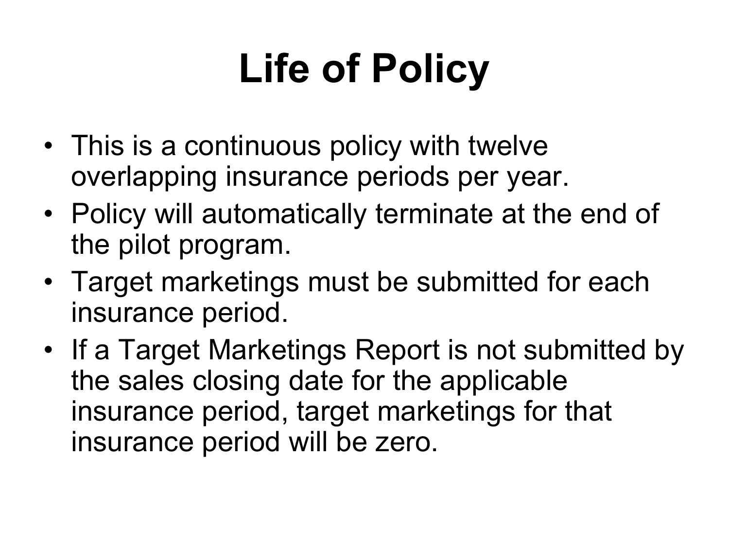# Life of Policy

- This is a continuous policy with twelve overlapping insurance periods per year.
- Policy will automatically terminate at the end of the pilot program.
- Target marketings must be submitted for each insurance period.
- If a Target Marketings Report is not submitted by the sales closing date for the applicable insurance period, target marketings for that insurance period will be zero.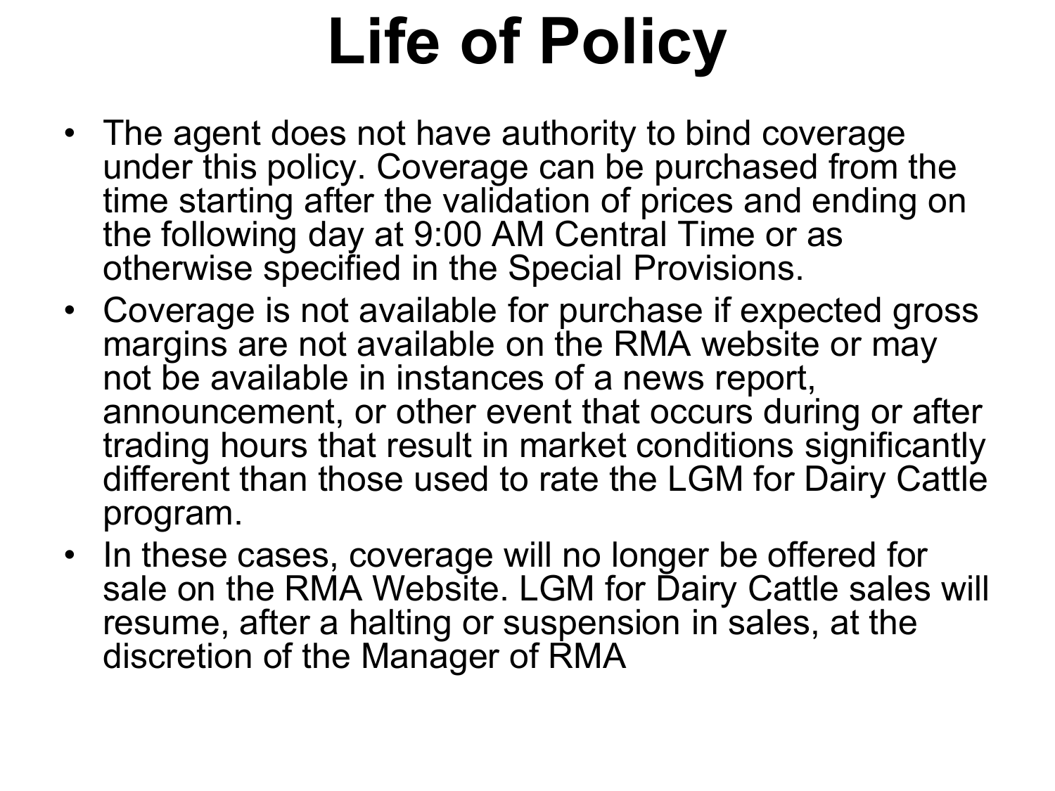# Life of Policy

- The agent does not have authority to bind coverage under this policy. Coverage can be purchased from the time starting after the validation of prices and ending on the following day at 9:00 AM Central Time or as otherwise specified in the Special Provisions.
- Coverage is not available for purchase if expected gross margins are not available on the RMA website or may not be available in instances of a news report, announcement, or other event that occurs during or after trading hours that result in market conditions significantly different than those used to rate the LGM for Dairy Cattle program.
- In these cases, coverage will no longer be offered for sale on the RMA Website. LGM for Dairy Cattle sales will resume, after a halting or suspension in sales, at the discretion of the Manager of RMA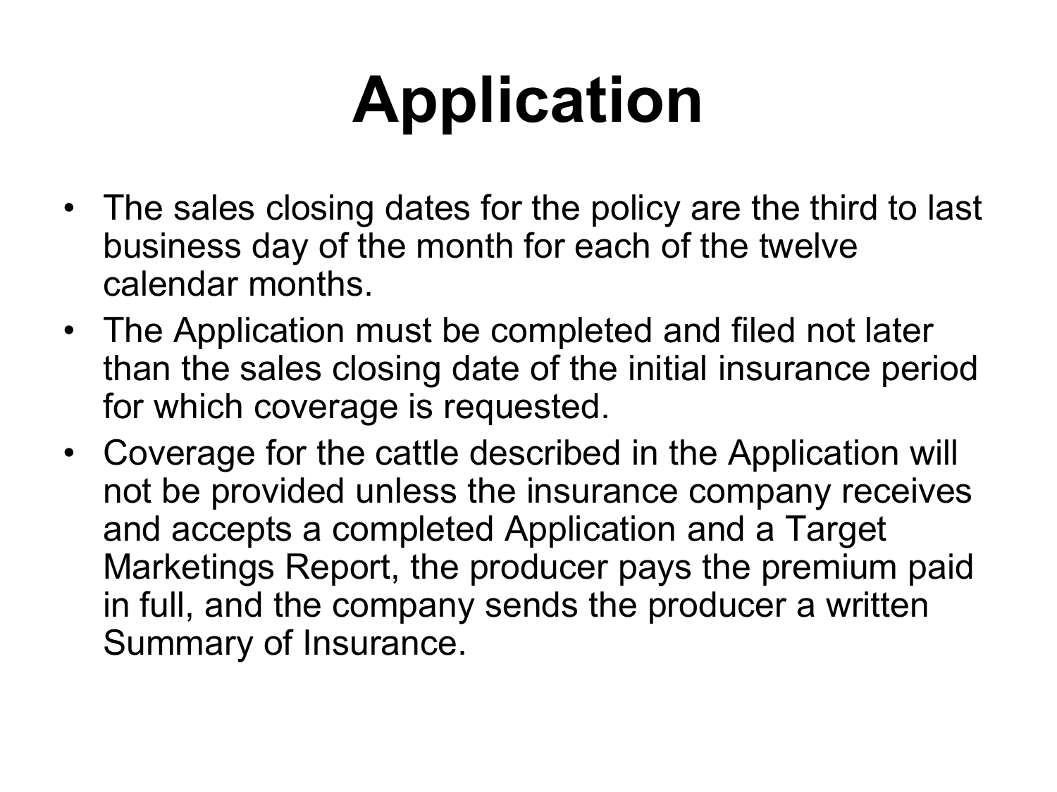# Application

- The sales closing dates for the policy are the third to last business day of the month for each of the twelve calendar months.
- The Application must be completed and filed not later than the sales closing date of the initial insurance period for which coverage is requested.
- Coverage for the cattle described in the Application will not be provided unless the insurance company receives and accepts a completed Application and a Target Marketings Report, the producer pays the premium paid in full, and the company sends the producer a written Summary of Insurance.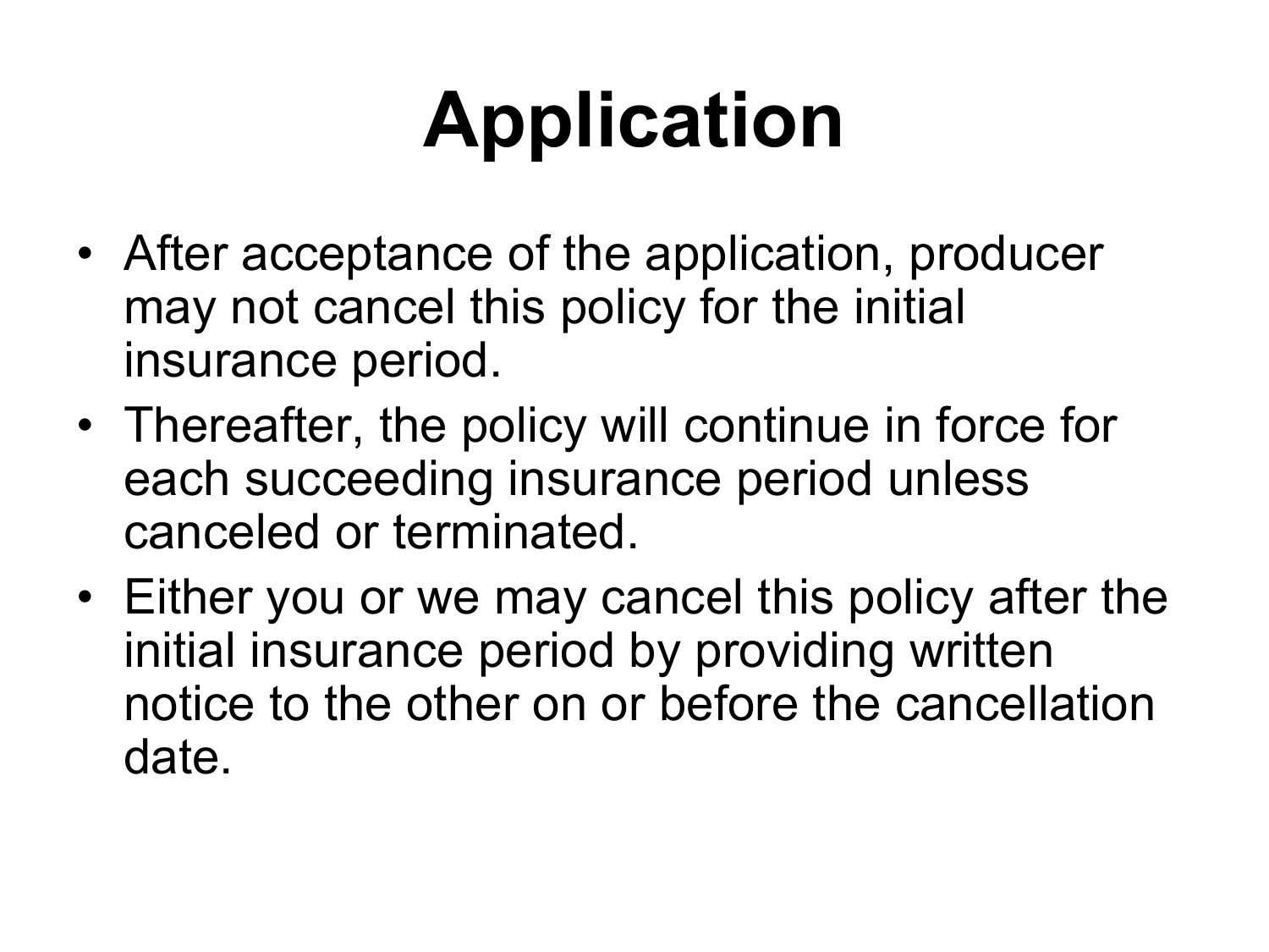# Application

- After acceptance of the application, producer may not cancel this policy for the initial insurance period.
- Thereafter, the policy will continue in force for each succeeding insurance period unless canceled or terminated.
- Either you or we may cancel this policy after the initial insurance period by providing written notice to the other on or before the cancellation date.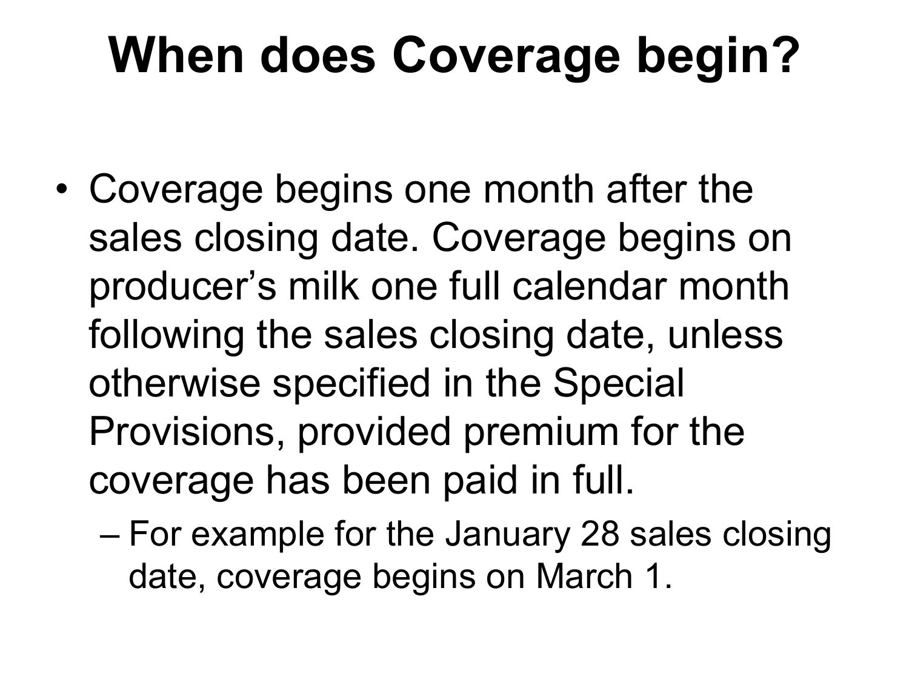# When does Coverage begin?

- Coverage begins one month after the sales closing date. Coverage begins on producer's milk one full calendar month following the sales closing date, unless otherwise specified in the Special Provisions, provided premium for the coverage has been paid in full.
  - For example for the January 28 sales closing date, coverage begins on March 1.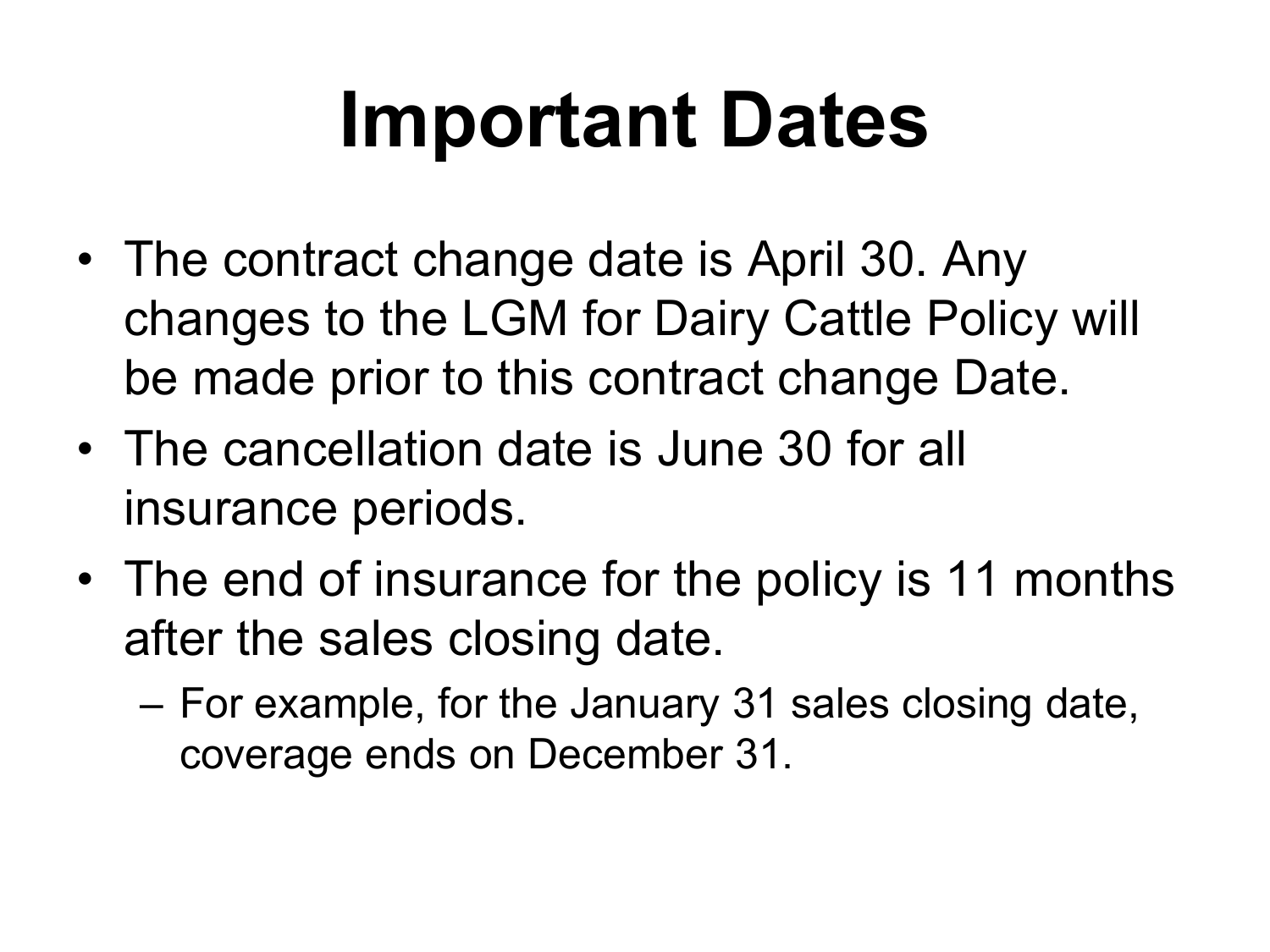# Important Dates

- The contract change date is April 30. Any changes to the LGM for Dairy Cattle Policy will be made prior to this contract change Date.
- The cancellation date is June 30 for all insurance periods.
- The end of insurance for the policy is 11 months after the sales closing date.
  - For example, for the January 31 sales closing date, coverage ends on December 31.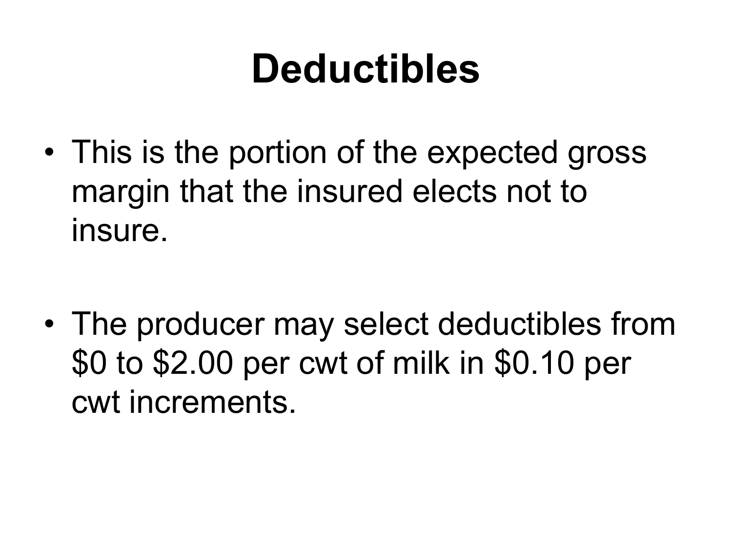# Deductibles

- This is the portion of the expected gross margin that the insured elects not to insure.

- The producer may select deductibles from $0 to $2.00 per cwt of milk in $0.10 per cwt increments.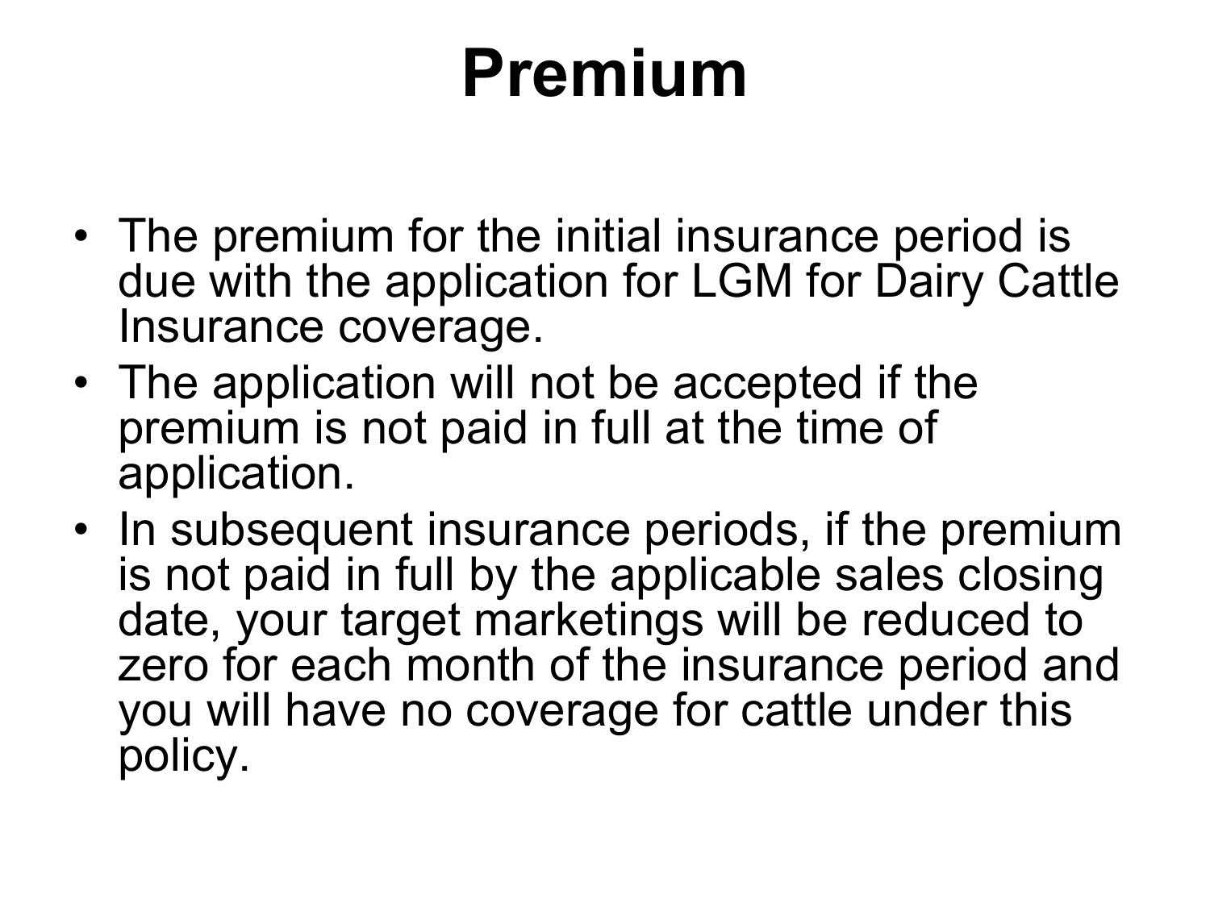# Premium

- The premium for the initial insurance period is due with the application for LGM for Dairy Cattle Insurance coverage.
- The application will not be accepted if the premium is not paid in full at the time of application.
- In subsequent insurance periods, if the premium is not paid in full by the applicable sales closing date, your target marketings will be reduced to zero for each month of the insurance period and you will have no coverage for cattle under this policy.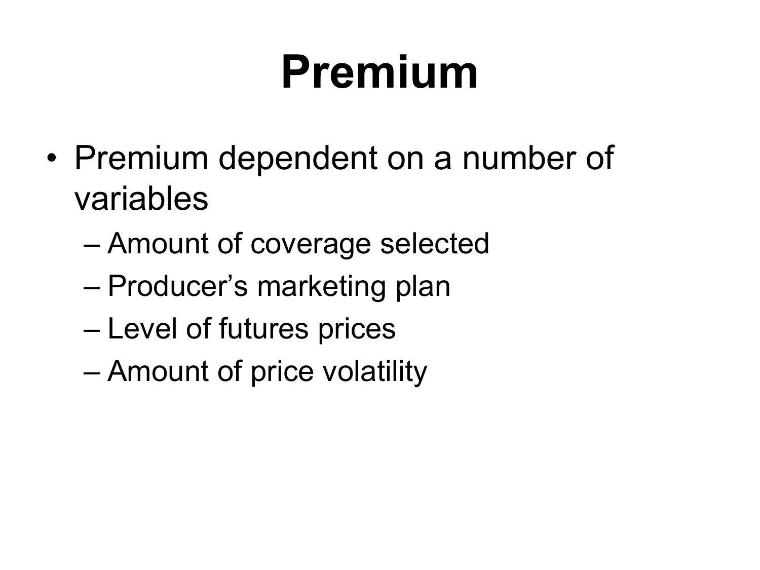# Premium

- Premium dependent on a number of variables
  - Amount of coverage selected
  - Producer's marketing plan
  - Level of futures prices
  - Amount of price volatility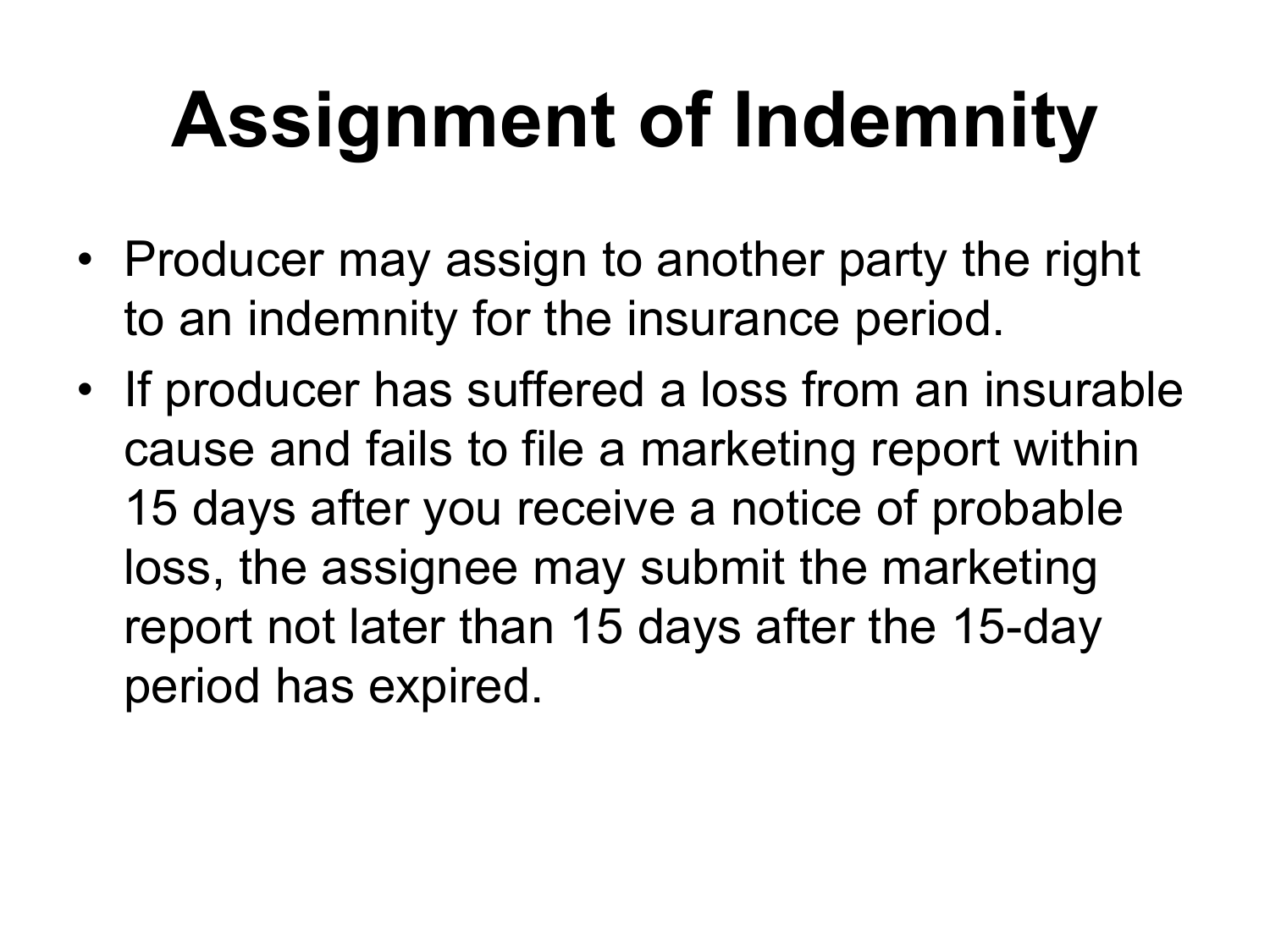# Assignment of Indemnity

- Producer may assign to another party the right to an indemnity for the insurance period.
- If producer has suffered a loss from an insurable cause and fails to file a marketing report within 15 days after you receive a notice of probable loss, the assignee may submit the marketing report not later than 15 days after the 15-day period has expired.